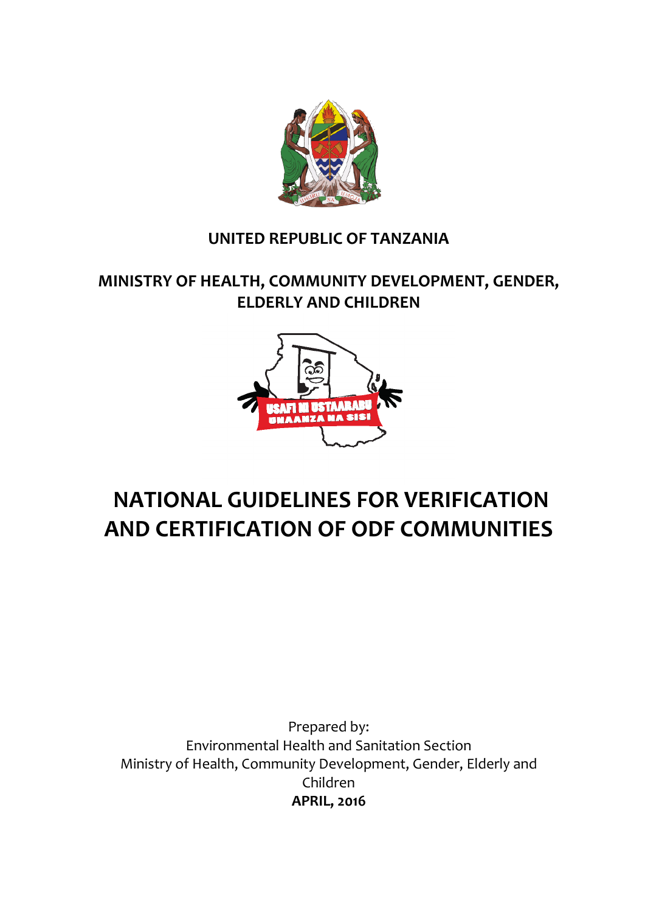**UNITED REPUBLIC OF TANZANIA**

**MINISTRY OF HEALTH, COMMUNITY DEVELOPMENT, GENDER, ELDERLY AND CHILDREN**

# NATIONAL GUIDELINES FOR VERIFICATION AND CERTIFICATION OF ODF COMMUNITIES

Prepared by:
Environmental Health and Sanitation Section
Ministry of Health, Community Development, Gender, Elderly and Children
**APRIL, 2016**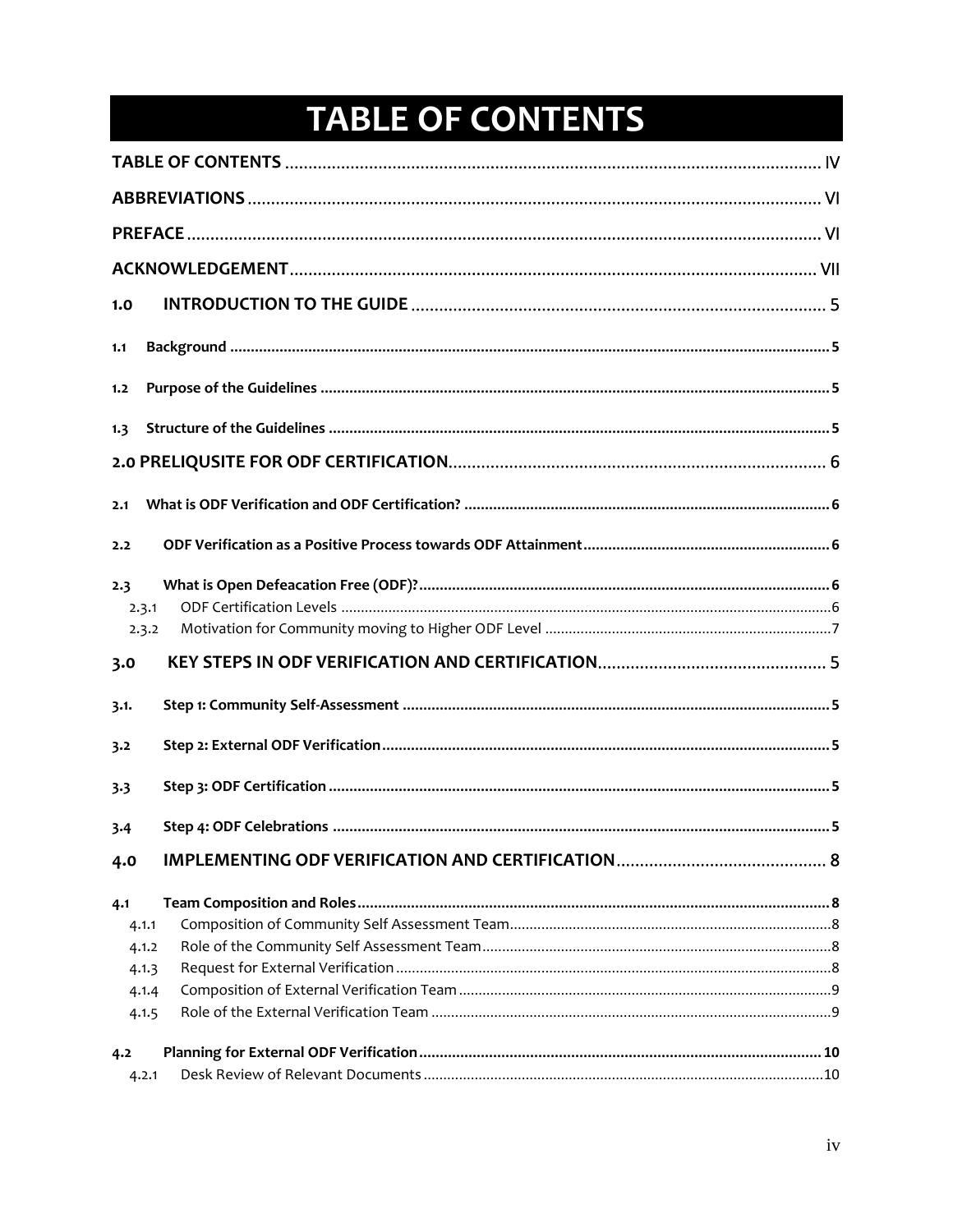# TABLE OF CONTENTS

TABLE OF CONTENTS .................................................................................................................. IV

ABBREVIATIONS ......................................................................................................................... VI

PREFACE ...................................................................................................................................... VI

ACKNOWLEDGEMENT ................................................................................................................ VII

1.0 INTRODUCTION TO THE GUIDE ........................................................................................... 5

1.1 Background ........................................................................................................................... 5

1.2 Purpose of the Guidelines ..................................................................................................... 5

1.3 Structure of the Guidelines .................................................................................................... 5

2.0 PRELIQUSITE FOR ODF CERTIFICATION ................................................................................. 6

2.1 What is ODF Verification and ODF Certification? ................................................................... 6

2.2 ODF Verification as a Positive Process towards ODF Attainment ............................................ 6

2.3 What is Open Defeacation Free (ODF)? .................................................................................. 6

2.3.1 ODF Certification Levels ...................................................................................................... 6

2.3.2 Motivation for Community moving to Higher ODF Level ...................................................... 7

3.0 KEY STEPS IN ODF VERIFICATION AND CERTIFICATION ........................................................ 5

3.1. Step 1: Community Self-Assessment ..................................................................................... 5

3.2 Step 2: External ODF Verification ........................................................................................... 5

3.3 Step 3: ODF Certification ........................................................................................................ 5

3.4 Step 4: ODF Celebrations ........................................................................................................ 5

4.0 IMPLEMENTING ODF VERIFICATION AND CERTIFICATION .................................................... 8

4.1 Team Composition and Roles .................................................................................................. 8

4.1.1 Composition of Community Self Assessment Team ............................................................... 8

4.1.2 Role of the Community Self Assessment Team ...................................................................... 8

4.1.3 Request for External Verification .......................................................................................... 8

4.1.4 Composition of External Verification Team ........................................................................... 9

4.1.5 Role of the External Verification Team .................................................................................. 9

4.2 Planning for External ODF Verification ................................................................................... 10

4.2.1 Desk Review of Relevant Documents ................................................................................... 10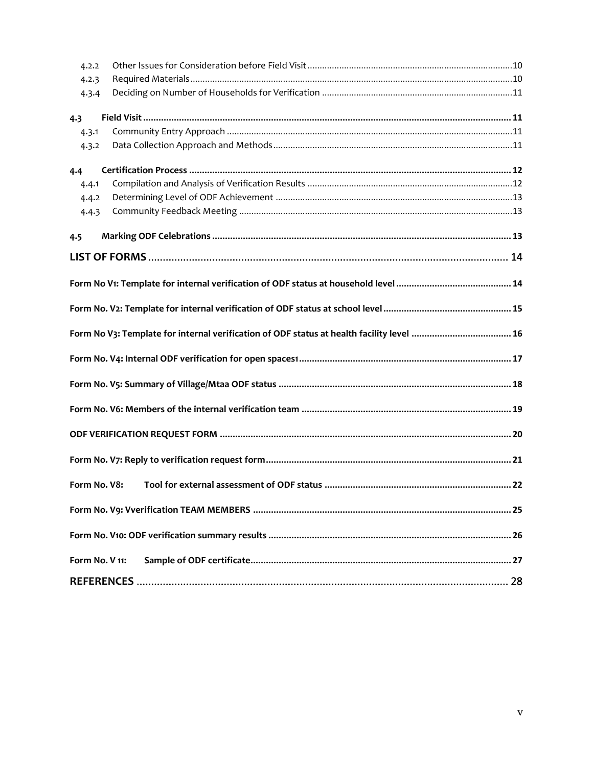4.2.2 Other Issues for Consideration before Field Visit ..... 10
4.2.3 Required Materials ..... 10
4.3.4 Deciding on Number of Households for Verification ..... 11

**4.3 Field Visit** ..... **11**
4.3.1 Community Entry Approach ..... 11
4.3.2 Data Collection Approach and Methods ..... 11

**4.4 Certification Process** ..... **12**
4.4.1 Compilation and Analysis of Verification Results ..... 12
4.4.2 Determining Level of ODF Achievement ..... 13
4.4.3 Community Feedback Meeting ..... 13

**4.5 Marking ODF Celebrations** ..... **13**

**LIST OF FORMS** ..... **14**

**Form No V1: Template for internal verification of ODF status at household level** ..... **14**

**Form No. V2: Template for internal verification of ODF status at school level** ..... **15**

**Form No V3: Template for internal verification of ODF status at health facility level** ..... **16**

**Form No. V4: Internal ODF verification for open spaces1** ..... **17**

**Form No. V5: Summary of Village/Mtaa ODF status** ..... **18**

**Form No. V6: Members of the internal verification team** ..... **19**

**ODF VERIFICATION REQUEST FORM** ..... **20**

**Form No. V7: Reply to verification request form** ..... **21**

**Form No. V8: Tool for external assessment of ODF status** ..... **22**

**Form No. V9: Vverification TEAM MEMBERS** ..... **25**

**Form No. V10: ODF verification summary results** ..... **26**

**Form No. V 11: Sample of ODF certificate** ..... **27**

**REFERENCES** ..... **28**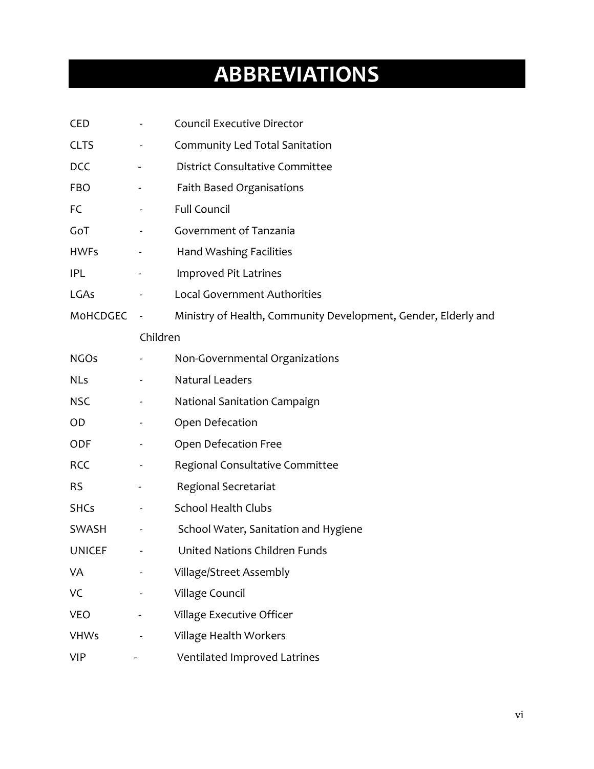# ABBREVIATIONS

| | | |
|---|---|---|
| CED | - | Council Executive Director |
| CLTS | - | Community Led Total Sanitation |
| DCC | - | District Consultative Committee |
| FBO | - | Faith Based Organisations |
| FC | - | Full Council |
| GoT | - | Government of Tanzania |
| HWFs | - | Hand Washing Facilities |
| IPL | - | Improved Pit Latrines |
| LGAs | - | Local Government Authorities |
| M0HCDGEC | - | Ministry of Health, Community Development, Gender, Elderly and Children |
| NGOs | - | Non-Governmental Organizations |
| NLs | - | Natural Leaders |
| NSC | - | National Sanitation Campaign |
| OD | - | Open Defecation |
| ODF | - | Open Defecation Free |
| RCC | - | Regional Consultative Committee |
| RS | - | Regional Secretariat |
| SHCs | - | School Health Clubs |
| SWASH | - | School Water, Sanitation and Hygiene |
| UNICEF | - | United Nations Children Funds |
| VA | - | Village/Street Assembly |
| VC | - | Village Council |
| VEO | - | Village Executive Officer |
| VHWs | - | Village Health Workers |
| VIP | - | Ventilated Improved Latrines |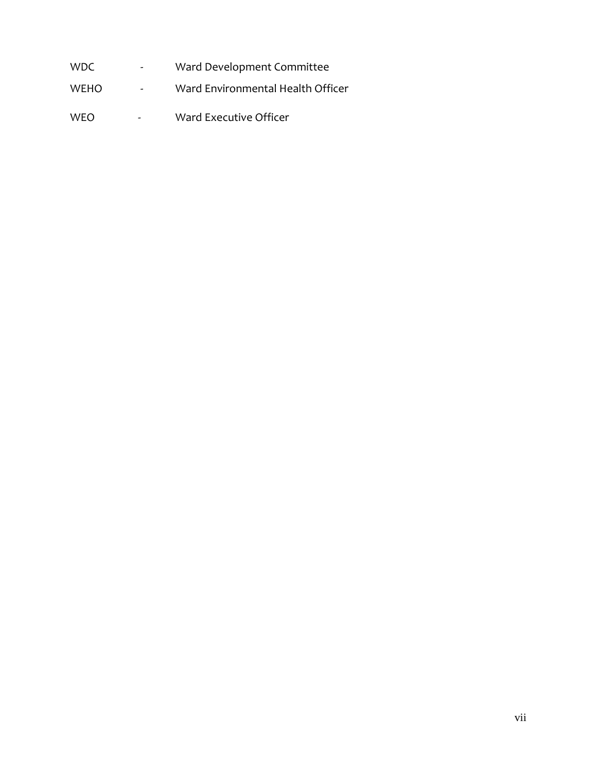| | | |
|---|---|---|
| WDC | - | Ward Development Committee |
| WEHO | - | Ward Environmental Health Officer |
| WEO | - | Ward Executive Officer |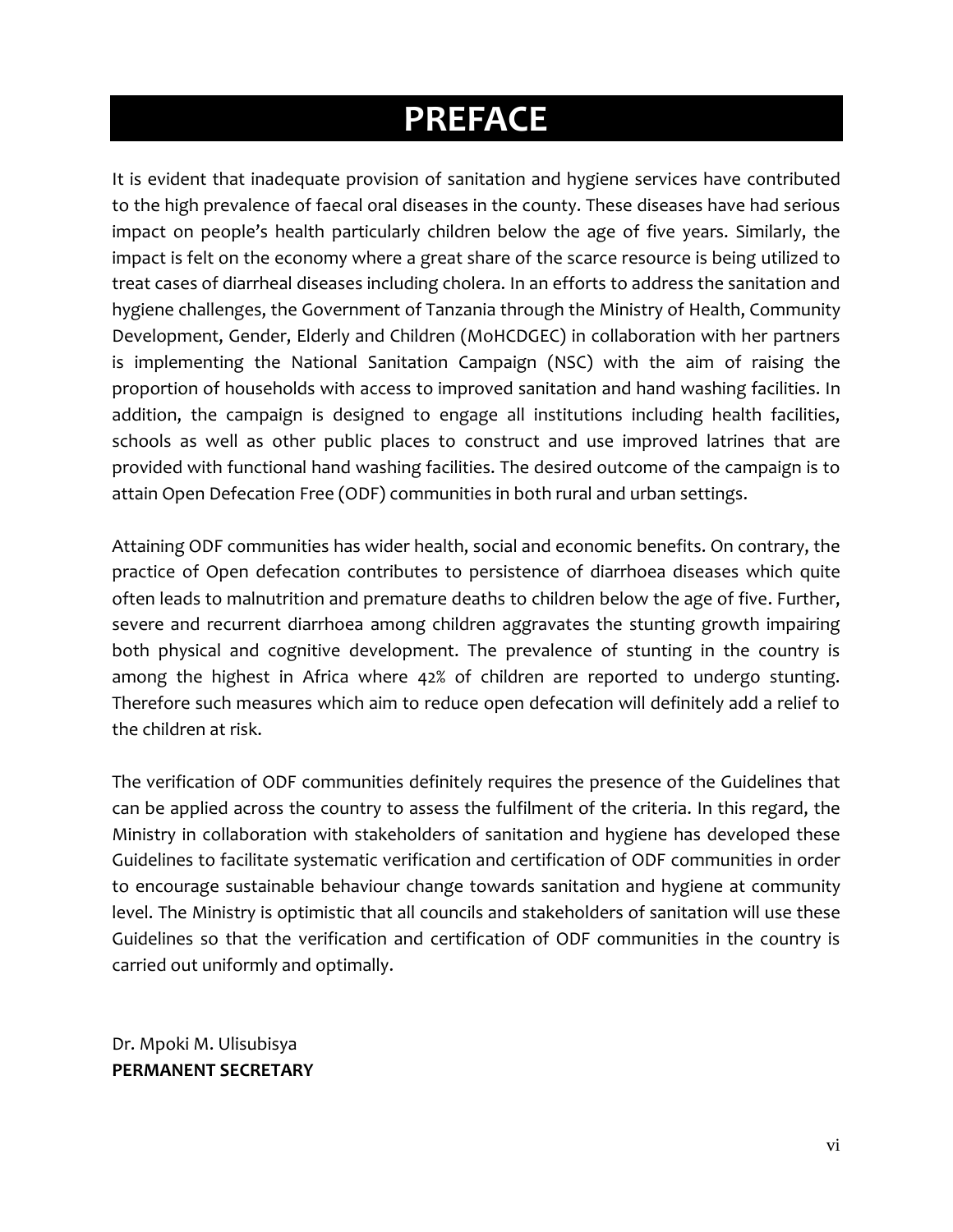# PREFACE

It is evident that inadequate provision of sanitation and hygiene services have contributed to the high prevalence of faecal oral diseases in the county. These diseases have had serious impact on people's health particularly children below the age of five years. Similarly, the impact is felt on the economy where a great share of the scarce resource is being utilized to treat cases of diarrheal diseases including cholera. In an efforts to address the sanitation and hygiene challenges, the Government of Tanzania through the Ministry of Health, Community Development, Gender, Elderly and Children (MoHCDGEC) in collaboration with her partners is implementing the National Sanitation Campaign (NSC) with the aim of raising the proportion of households with access to improved sanitation and hand washing facilities. In addition, the campaign is designed to engage all institutions including health facilities, schools as well as other public places to construct and use improved latrines that are provided with functional hand washing facilities. The desired outcome of the campaign is to attain Open Defecation Free (ODF) communities in both rural and urban settings.

Attaining ODF communities has wider health, social and economic benefits. On contrary, the practice of Open defecation contributes to persistence of diarrhoea diseases which quite often leads to malnutrition and premature deaths to children below the age of five. Further, severe and recurrent diarrhoea among children aggravates the stunting growth impairing both physical and cognitive development. The prevalence of stunting in the country is among the highest in Africa where 42% of children are reported to undergo stunting. Therefore such measures which aim to reduce open defecation will definitely add a relief to the children at risk.

The verification of ODF communities definitely requires the presence of the Guidelines that can be applied across the country to assess the fulfilment of the criteria. In this regard, the Ministry in collaboration with stakeholders of sanitation and hygiene has developed these Guidelines to facilitate systematic verification and certification of ODF communities in order to encourage sustainable behaviour change towards sanitation and hygiene at community level. The Ministry is optimistic that all councils and stakeholders of sanitation will use these Guidelines so that the verification and certification of ODF communities in the country is carried out uniformly and optimally.

Dr. Mpoki M. Ulisubisya
**PERMANENT SECRETARY**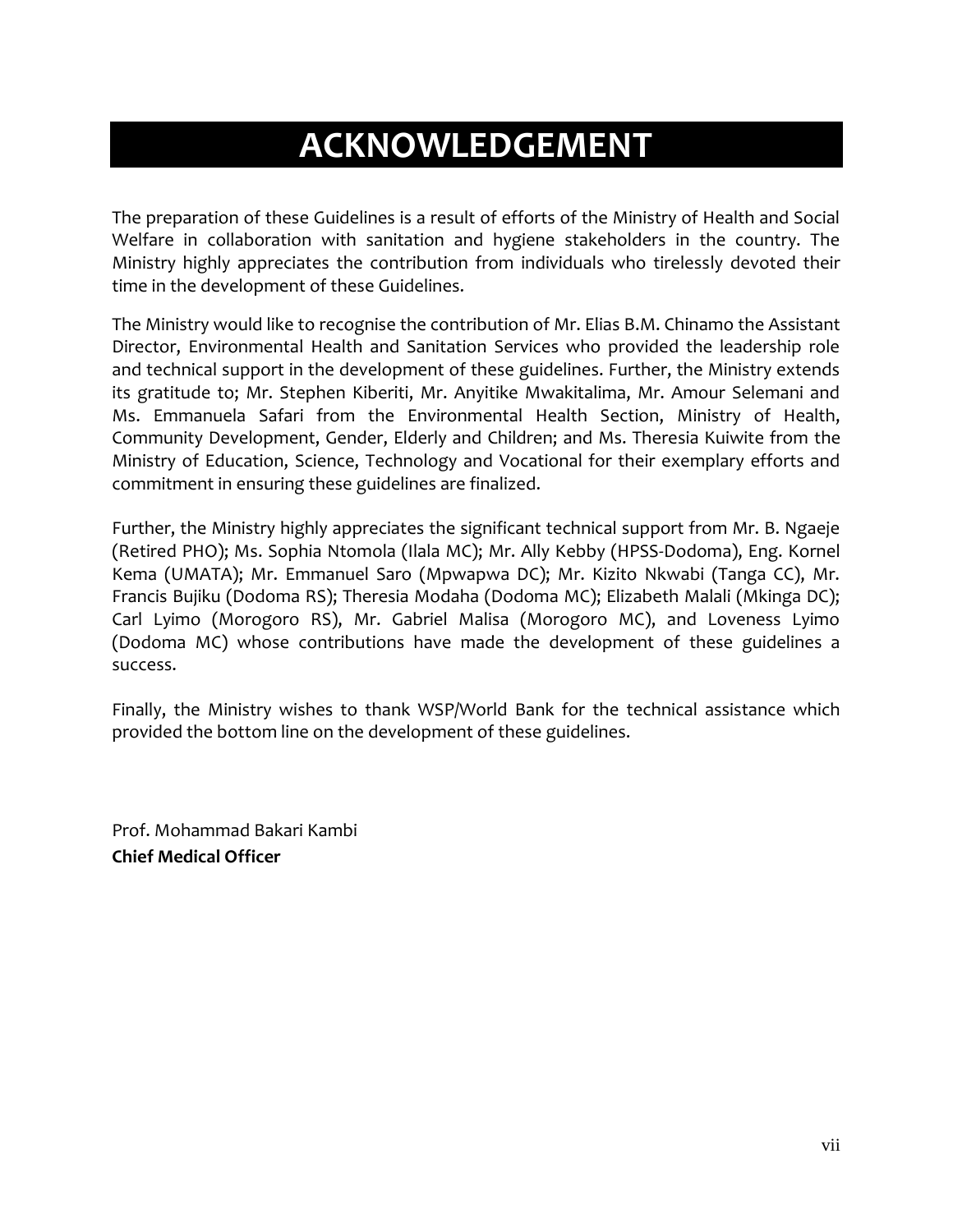# ACKNOWLEDGEMENT

The preparation of these Guidelines is a result of efforts of the Ministry of Health and Social Welfare in collaboration with sanitation and hygiene stakeholders in the country. The Ministry highly appreciates the contribution from individuals who tirelessly devoted their time in the development of these Guidelines.

The Ministry would like to recognise the contribution of Mr. Elias B.M. Chinamo the Assistant Director, Environmental Health and Sanitation Services who provided the leadership role and technical support in the development of these guidelines. Further, the Ministry extends its gratitude to; Mr. Stephen Kiberiti, Mr. Anyitike Mwakitalima, Mr. Amour Selemani and Ms. Emmanuela Safari from the Environmental Health Section, Ministry of Health, Community Development, Gender, Elderly and Children; and Ms. Theresia Kuiwite from the Ministry of Education, Science, Technology and Vocational for their exemplary efforts and commitment in ensuring these guidelines are finalized.

Further, the Ministry highly appreciates the significant technical support from Mr. B. Ngaeje (Retired PHO); Ms. Sophia Ntomola (Ilala MC); Mr. Ally Kebby (HPSS-Dodoma), Eng. Kornel Kema (UMATA); Mr. Emmanuel Saro (Mpwapwa DC); Mr. Kizito Nkwabi (Tanga CC), Mr. Francis Bujiku (Dodoma RS); Theresia Modaha (Dodoma MC); Elizabeth Malali (Mkinga DC); Carl Lyimo (Morogoro RS), Mr. Gabriel Malisa (Morogoro MC), and Loveness Lyimo (Dodoma MC) whose contributions have made the development of these guidelines a success.

Finally, the Ministry wishes to thank WSP/World Bank for the technical assistance which provided the bottom line on the development of these guidelines.

Prof. Mohammad Bakari Kambi
**Chief Medical Officer**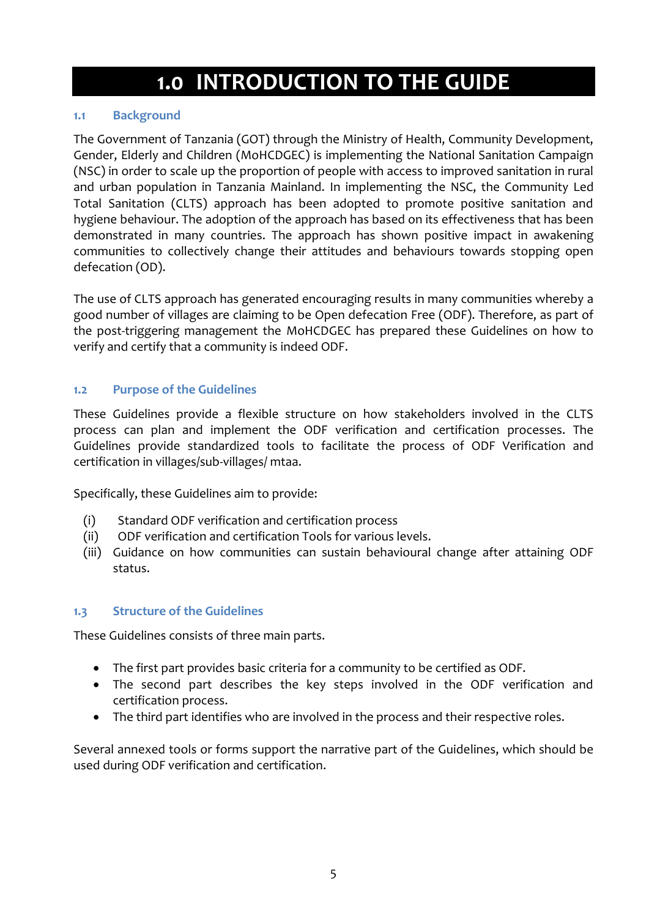# 1.0 INTRODUCTION TO THE GUIDE

## 1.1 Background

The Government of Tanzania (GOT) through the Ministry of Health, Community Development, Gender, Elderly and Children (MoHCDGEC) is implementing the National Sanitation Campaign (NSC) in order to scale up the proportion of people with access to improved sanitation in rural and urban population in Tanzania Mainland. In implementing the NSC, the Community Led Total Sanitation (CLTS) approach has been adopted to promote positive sanitation and hygiene behaviour. The adoption of the approach has based on its effectiveness that has been demonstrated in many countries. The approach has shown positive impact in awakening communities to collectively change their attitudes and behaviours towards stopping open defecation (OD).

The use of CLTS approach has generated encouraging results in many communities whereby a good number of villages are claiming to be Open defecation Free (ODF). Therefore, as part of the post-triggering management the MoHCDGEC has prepared these Guidelines on how to verify and certify that a community is indeed ODF.

## 1.2 Purpose of the Guidelines

These Guidelines provide a flexible structure on how stakeholders involved in the CLTS process can plan and implement the ODF verification and certification processes. The Guidelines provide standardized tools to facilitate the process of ODF Verification and certification in villages/sub-villages/ mtaa.

Specifically, these Guidelines aim to provide:

(i) Standard ODF verification and certification process
(ii) ODF verification and certification Tools for various levels.
(iii) Guidance on how communities can sustain behavioural change after attaining ODF status.

## 1.3 Structure of the Guidelines

These Guidelines consists of three main parts.

- The first part provides basic criteria for a community to be certified as ODF.
- The second part describes the key steps involved in the ODF verification and certification process.
- The third part identifies who are involved in the process and their respective roles.

Several annexed tools or forms support the narrative part of the Guidelines, which should be used during ODF verification and certification.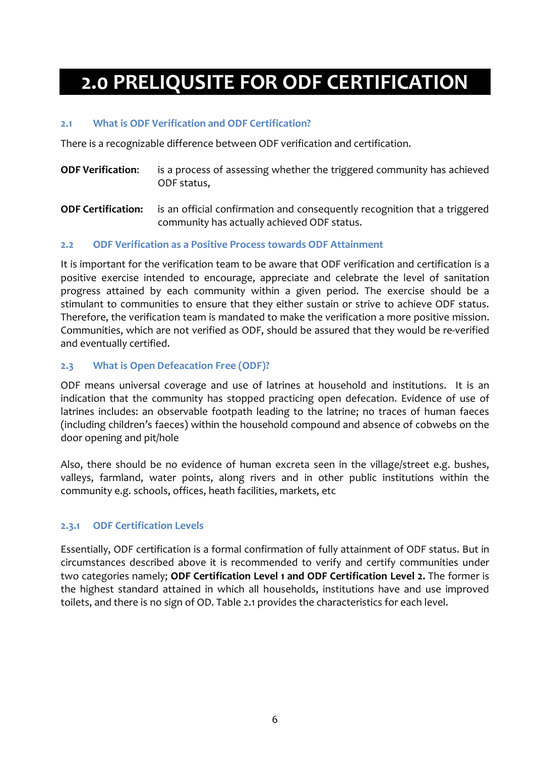# 2.0 PRELIQUSITE FOR ODF CERTIFICATION

### 2.1 What is ODF Verification and ODF Certification?

There is a recognizable difference between ODF verification and certification.

**ODF Verification**: is a process of assessing whether the triggered community has achieved ODF status,

**ODF Certification:** is an official confirmation and consequently recognition that a triggered community has actually achieved ODF status.

### 2.2 ODF Verification as a Positive Process towards ODF Attainment

It is important for the verification team to be aware that ODF verification and certification is a positive exercise intended to encourage, appreciate and celebrate the level of sanitation progress attained by each community within a given period. The exercise should be a stimulant to communities to ensure that they either sustain or strive to achieve ODF status. Therefore, the verification team is mandated to make the verification a more positive mission. Communities, which are not verified as ODF, should be assured that they would be re-verified and eventually certified.

### 2.3 What is Open Defeacation Free (ODF)?

ODF means universal coverage and use of latrines at household and institutions. It is an indication that the community has stopped practicing open defecation. Evidence of use of latrines includes: an observable footpath leading to the latrine; no traces of human faeces (including children's faeces) within the household compound and absence of cobwebs on the door opening and pit/hole

Also, there should be no evidence of human excreta seen in the village/street e.g. bushes, valleys, farmland, water points, along rivers and in other public institutions within the community e.g. schools, offices, heath facilities, markets, etc

#### 2.3.1 ODF Certification Levels

Essentially, ODF certification is a formal confirmation of fully attainment of ODF status. But in circumstances described above it is recommended to verify and certify communities under two categories namely; **ODF Certification Level 1 and ODF Certification Level 2.** The former is the highest standard attained in which all households, institutions have and use improved toilets, and there is no sign of OD. Table 2.1 provides the characteristics for each level.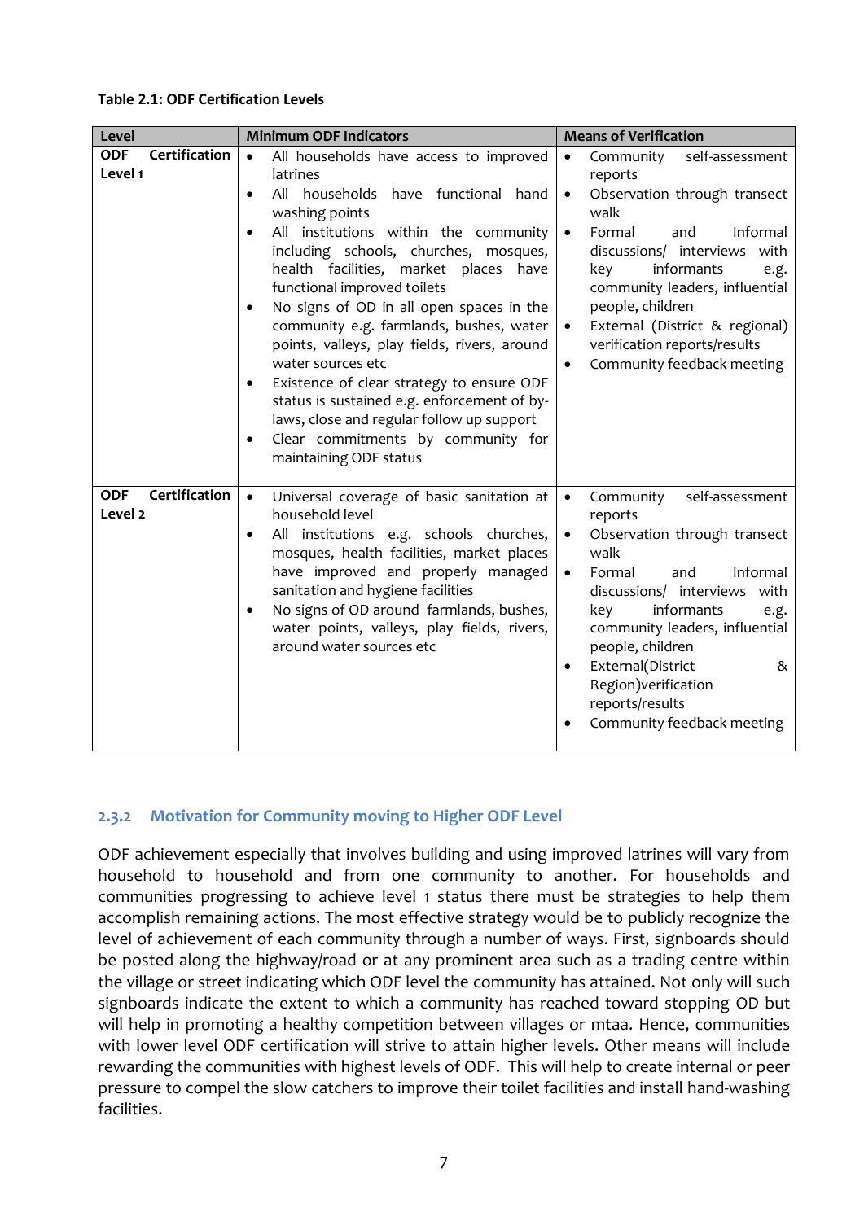**Table 2.1: ODF Certification Levels**

| Level | Minimum ODF Indicators | Means of Verification |
|---|---|---|
| ODF Certification Level 1 | • All households have access to improved latrines<br>• All households have functional hand washing points<br>• All institutions within the community including schools, churches, mosques, health facilities, market places have functional improved toilets<br>• No signs of OD in all open spaces in the community e.g. farmlands, bushes, water points, valleys, play fields, rivers, around water sources etc<br>• Existence of clear strategy to ensure ODF status is sustained e.g. enforcement of by-laws, close and regular follow up support<br>• Clear commitments by community for maintaining ODF status | • Community self-assessment reports<br>• Observation through transect walk<br>• Formal and Informal discussions/ interviews with key informants e.g. community leaders, influential people, children<br>• External (District & regional) verification reports/results<br>• Community feedback meeting |
| ODF Certification Level 2 | • Universal coverage of basic sanitation at household level<br>• All institutions e.g. schools churches, mosques, health facilities, market places have improved and properly managed sanitation and hygiene facilities<br>• No signs of OD around farmlands, bushes, water points, valleys, play fields, rivers, around water sources etc | • Community self-assessment reports<br>• Observation through transect walk<br>• Formal and Informal discussions/ interviews with key informants e.g. community leaders, influential people, children<br>• External(District & Region)verification reports/results<br>• Community feedback meeting |

### 2.3.2 Motivation for Community moving to Higher ODF Level

ODF achievement especially that involves building and using improved latrines will vary from household to household and from one community to another. For households and communities progressing to achieve level 1 status there must be strategies to help them accomplish remaining actions. The most effective strategy would be to publicly recognize the level of achievement of each community through a number of ways. First, signboards should be posted along the highway/road or at any prominent area such as a trading centre within the village or street indicating which ODF level the community has attained. Not only will such signboards indicate the extent to which a community has reached toward stopping OD but will help in promoting a healthy competition between villages or mtaa. Hence, communities with lower level ODF certification will strive to attain higher levels. Other means will include rewarding the communities with highest levels of ODF. This will help to create internal or peer pressure to compel the slow catchers to improve their toilet facilities and install hand-washing facilities.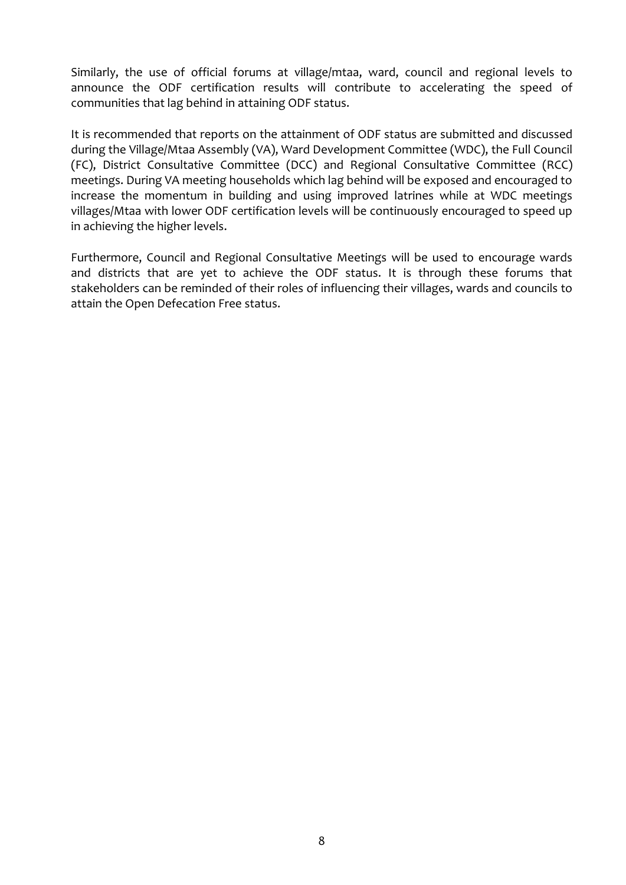Similarly, the use of official forums at village/mtaa, ward, council and regional levels to announce the ODF certification results will contribute to accelerating the speed of communities that lag behind in attaining ODF status.

It is recommended that reports on the attainment of ODF status are submitted and discussed during the Village/Mtaa Assembly (VA), Ward Development Committee (WDC), the Full Council (FC), District Consultative Committee (DCC) and Regional Consultative Committee (RCC) meetings. During VA meeting households which lag behind will be exposed and encouraged to increase the momentum in building and using improved latrines while at WDC meetings villages/Mtaa with lower ODF certification levels will be continuously encouraged to speed up in achieving the higher levels.

Furthermore, Council and Regional Consultative Meetings will be used to encourage wards and districts that are yet to achieve the ODF status. It is through these forums that stakeholders can be reminded of their roles of influencing their villages, wards and councils to attain the Open Defecation Free status.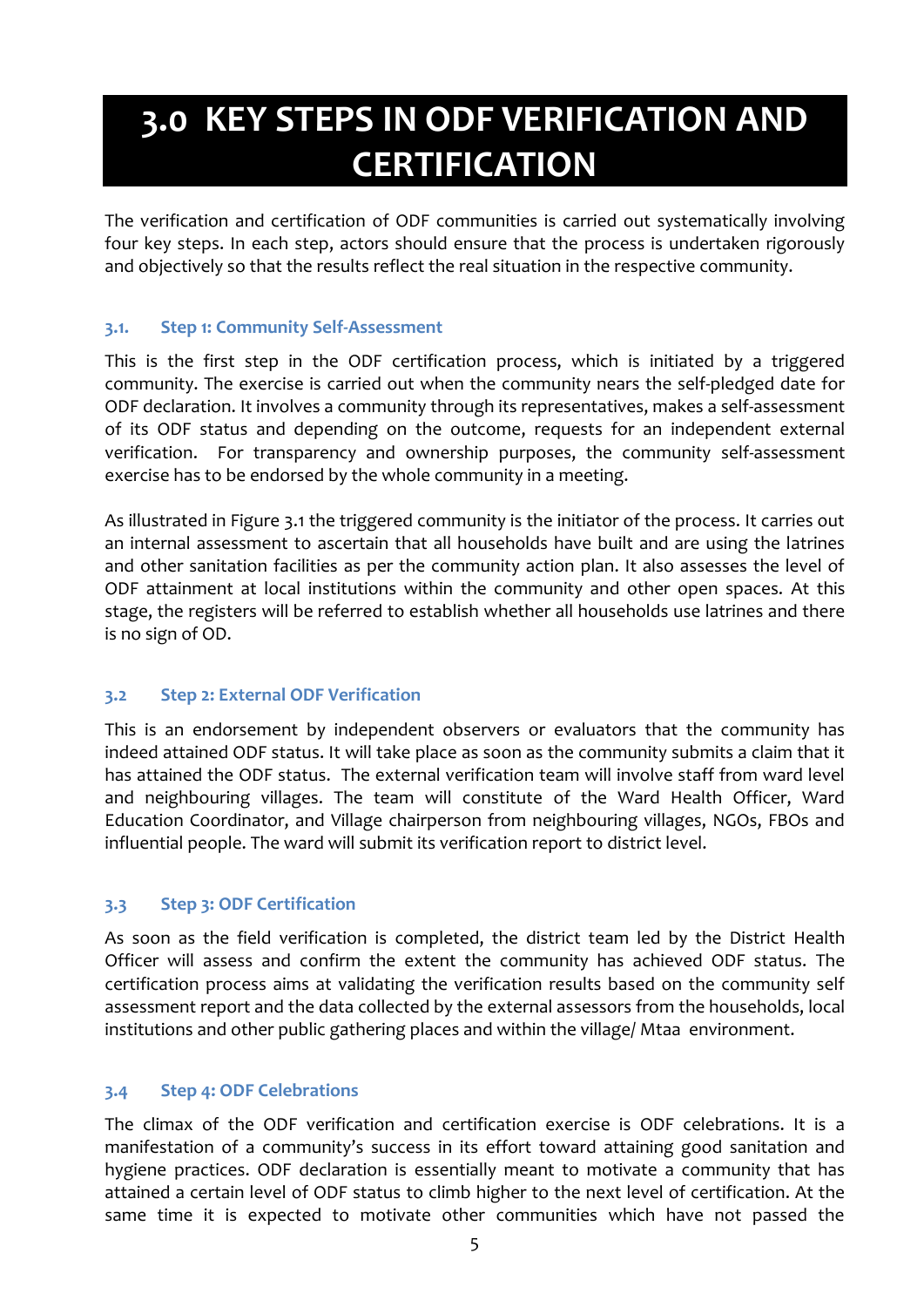# 3.0 KEY STEPS IN ODF VERIFICATION AND CERTIFICATION

The verification and certification of ODF communities is carried out systematically involving four key steps. In each step, actors should ensure that the process is undertaken rigorously and objectively so that the results reflect the real situation in the respective community.

### 3.1. Step 1: Community Self-Assessment

This is the first step in the ODF certification process, which is initiated by a triggered community. The exercise is carried out when the community nears the self-pledged date for ODF declaration. It involves a community through its representatives, makes a self-assessment of its ODF status and depending on the outcome, requests for an independent external verification. For transparency and ownership purposes, the community self-assessment exercise has to be endorsed by the whole community in a meeting.

As illustrated in Figure 3.1 the triggered community is the initiator of the process. It carries out an internal assessment to ascertain that all households have built and are using the latrines and other sanitation facilities as per the community action plan. It also assesses the level of ODF attainment at local institutions within the community and other open spaces. At this stage, the registers will be referred to establish whether all households use latrines and there is no sign of OD.

### 3.2 Step 2: External ODF Verification

This is an endorsement by independent observers or evaluators that the community has indeed attained ODF status. It will take place as soon as the community submits a claim that it has attained the ODF status. The external verification team will involve staff from ward level and neighbouring villages. The team will constitute of the Ward Health Officer, Ward Education Coordinator, and Village chairperson from neighbouring villages, NGOs, FBOs and influential people. The ward will submit its verification report to district level.

### 3.3 Step 3: ODF Certification

As soon as the field verification is completed, the district team led by the District Health Officer will assess and confirm the extent the community has achieved ODF status. The certification process aims at validating the verification results based on the community self assessment report and the data collected by the external assessors from the households, local institutions and other public gathering places and within the village/ Mtaa environment.

### 3.4 Step 4: ODF Celebrations

The climax of the ODF verification and certification exercise is ODF celebrations. It is a manifestation of a community's success in its effort toward attaining good sanitation and hygiene practices. ODF declaration is essentially meant to motivate a community that has attained a certain level of ODF status to climb higher to the next level of certification. At the same time it is expected to motivate other communities which have not passed the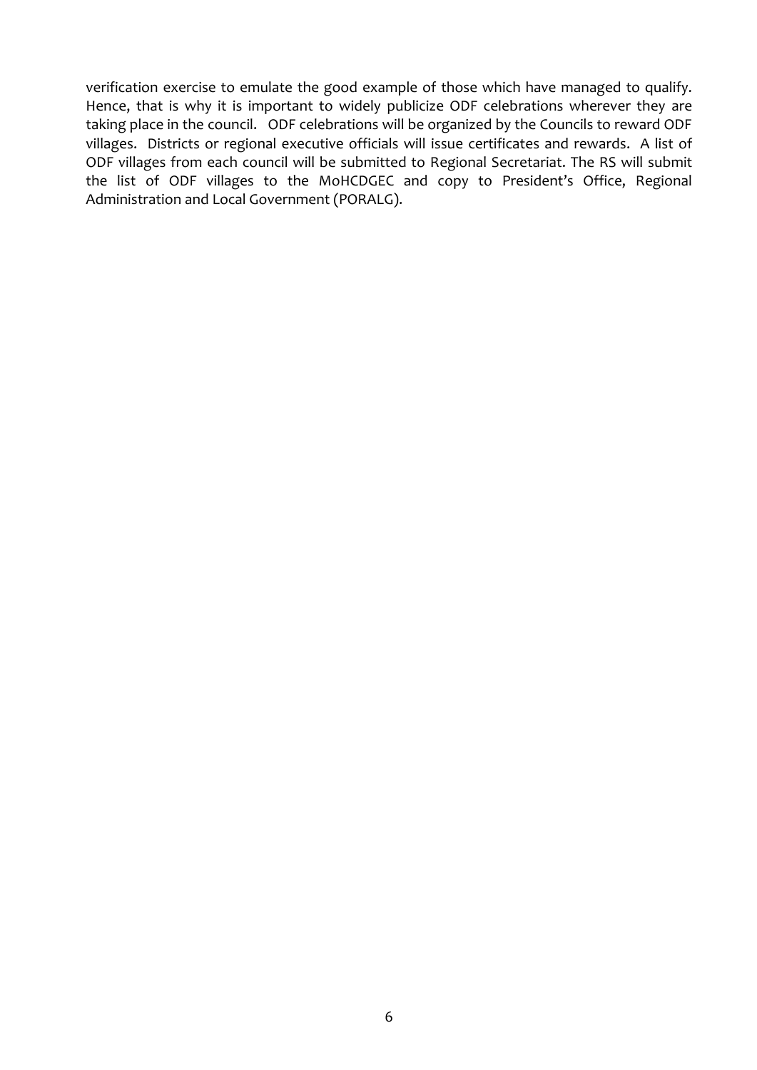verification exercise to emulate the good example of those which have managed to qualify. Hence, that is why it is important to widely publicize ODF celebrations wherever they are taking place in the council. ODF celebrations will be organized by the Councils to reward ODF villages. Districts or regional executive officials will issue certificates and rewards. A list of ODF villages from each council will be submitted to Regional Secretariat. The RS will submit the list of ODF villages to the MoHCDGEC and copy to President's Office, Regional Administration and Local Government (PORALG).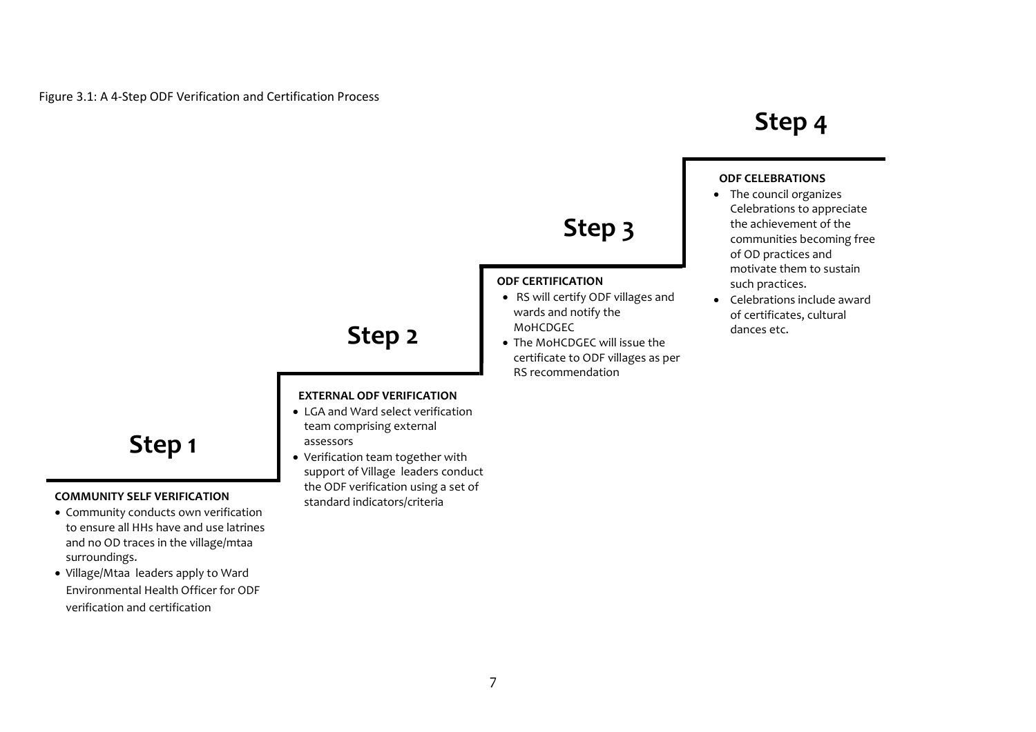Figure 3.1: A 4-Step ODF Verification and Certification Process

## Step 1

**COMMUNITY SELF VERIFICATION**

- Community conducts own verification to ensure all HHs have and use latrines and no OD traces in the village/mtaa surroundings.
- Village/Mtaa leaders apply to Ward Environmental Health Officer for ODF verification and certification

## Step 2

**EXTERNAL ODF VERIFICATION**

- LGA and Ward select verification team comprising external assessors
- Verification team together with support of Village leaders conduct the ODF verification using a set of standard indicators/criteria

## Step 3

**ODF CERTIFICATION**

- RS will certify ODF villages and wards and notify the MoHCDGEC
- The MoHCDGEC will issue the certificate to ODF villages as per RS recommendation

## Step 4

**ODF CELEBRATIONS**

- The council organizes Celebrations to appreciate the achievement of the communities becoming free of OD practices and motivate them to sustain such practices.
- Celebrations include award of certificates, cultural dances etc.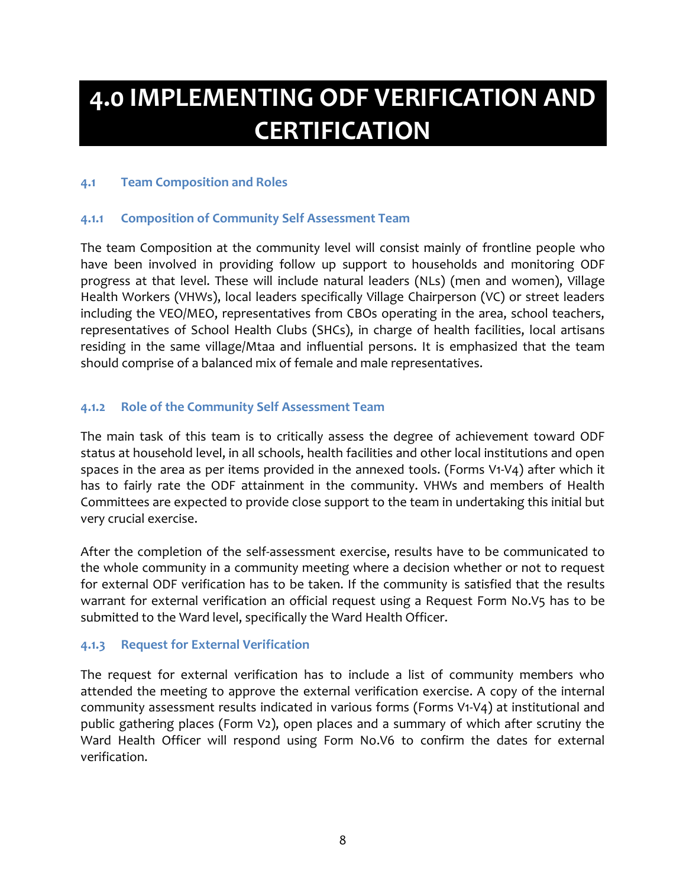# 4.0 IMPLEMENTING ODF VERIFICATION AND CERTIFICATION

## 4.1 Team Composition and Roles

### 4.1.1 Composition of Community Self Assessment Team

The team Composition at the community level will consist mainly of frontline people who have been involved in providing follow up support to households and monitoring ODF progress at that level. These will include natural leaders (NLs) (men and women), Village Health Workers (VHWs), local leaders specifically Village Chairperson (VC) or street leaders including the VEO/MEO, representatives from CBOs operating in the area, school teachers, representatives of School Health Clubs (SHCs), in charge of health facilities, local artisans residing in the same village/Mtaa and influential persons. It is emphasized that the team should comprise of a balanced mix of female and male representatives.

### 4.1.2 Role of the Community Self Assessment Team

The main task of this team is to critically assess the degree of achievement toward ODF status at household level, in all schools, health facilities and other local institutions and open spaces in the area as per items provided in the annexed tools. (Forms V1-V4) after which it has to fairly rate the ODF attainment in the community. VHWs and members of Health Committees are expected to provide close support to the team in undertaking this initial but very crucial exercise.

After the completion of the self-assessment exercise, results have to be communicated to the whole community in a community meeting where a decision whether or not to request for external ODF verification has to be taken. If the community is satisfied that the results warrant for external verification an official request using a Request Form No.V5 has to be submitted to the Ward level, specifically the Ward Health Officer.

### 4.1.3 Request for External Verification

The request for external verification has to include a list of community members who attended the meeting to approve the external verification exercise. A copy of the internal community assessment results indicated in various forms (Forms V1-V4) at institutional and public gathering places (Form V2), open places and a summary of which after scrutiny the Ward Health Officer will respond using Form No.V6 to confirm the dates for external verification.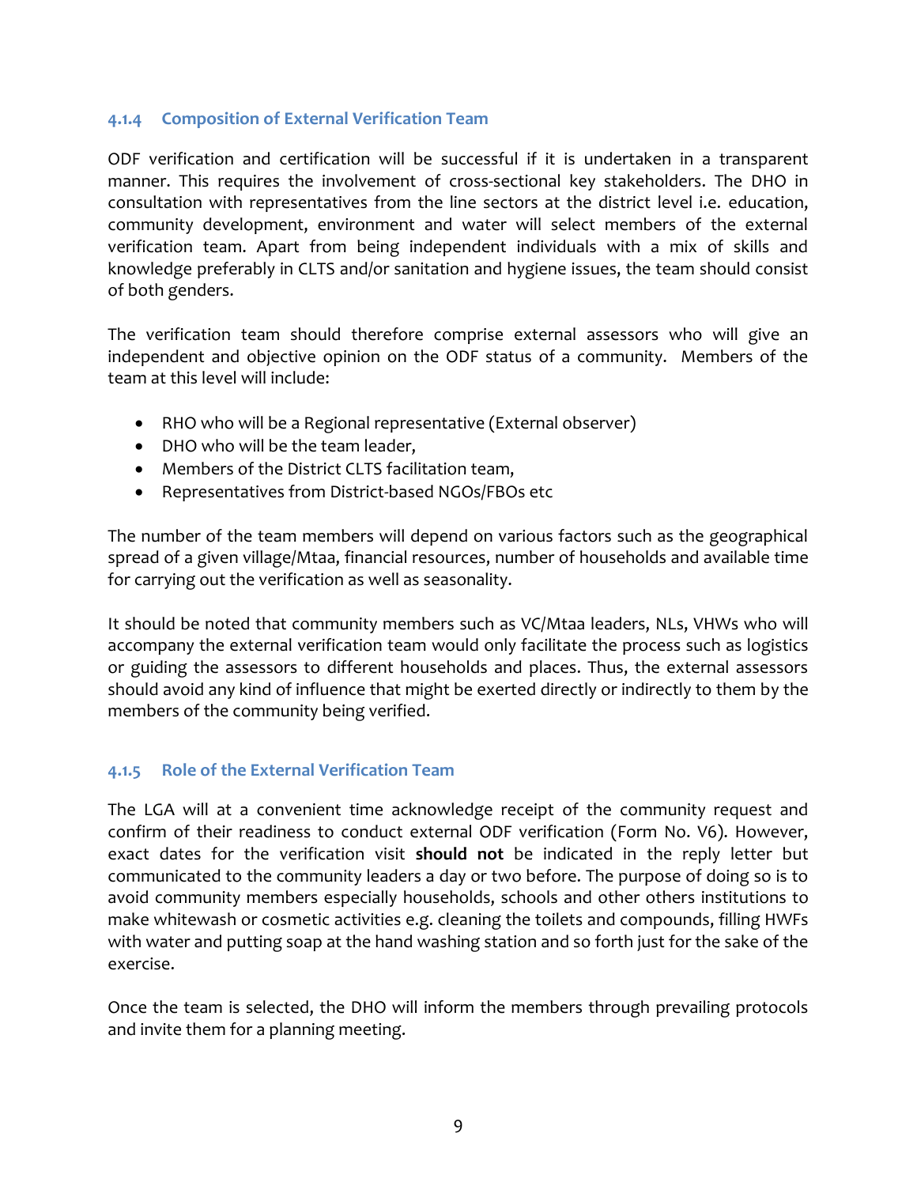### 4.1.4 Composition of External Verification Team

ODF verification and certification will be successful if it is undertaken in a transparent manner. This requires the involvement of cross-sectional key stakeholders. The DHO in consultation with representatives from the line sectors at the district level i.e. education, community development, environment and water will select members of the external verification team. Apart from being independent individuals with a mix of skills and knowledge preferably in CLTS and/or sanitation and hygiene issues, the team should consist of both genders.

The verification team should therefore comprise external assessors who will give an independent and objective opinion on the ODF status of a community. Members of the team at this level will include:

- RHO who will be a Regional representative (External observer)
- DHO who will be the team leader,
- Members of the District CLTS facilitation team,
- Representatives from District-based NGOs/FBOs etc

The number of the team members will depend on various factors such as the geographical spread of a given village/Mtaa, financial resources, number of households and available time for carrying out the verification as well as seasonality.

It should be noted that community members such as VC/Mtaa leaders, NLs, VHWs who will accompany the external verification team would only facilitate the process such as logistics or guiding the assessors to different households and places. Thus, the external assessors should avoid any kind of influence that might be exerted directly or indirectly to them by the members of the community being verified.

### 4.1.5 Role of the External Verification Team

The LGA will at a convenient time acknowledge receipt of the community request and confirm of their readiness to conduct external ODF verification (Form No. V6). However, exact dates for the verification visit **should not** be indicated in the reply letter but communicated to the community leaders a day or two before. The purpose of doing so is to avoid community members especially households, schools and other others institutions to make whitewash or cosmetic activities e.g. cleaning the toilets and compounds, filling HWFs with water and putting soap at the hand washing station and so forth just for the sake of the exercise.

Once the team is selected, the DHO will inform the members through prevailing protocols and invite them for a planning meeting.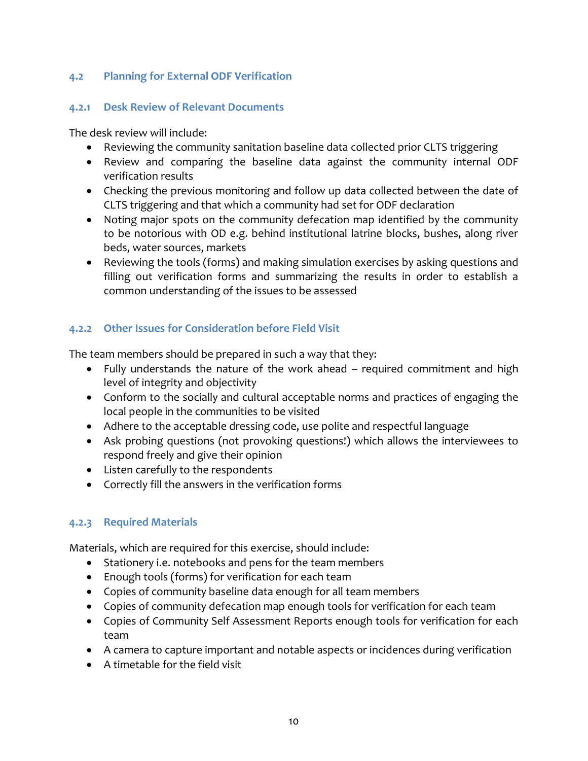## 4.2 Planning for External ODF Verification

### 4.2.1 Desk Review of Relevant Documents

The desk review will include:

- Reviewing the community sanitation baseline data collected prior CLTS triggering
- Review and comparing the baseline data against the community internal ODF verification results
- Checking the previous monitoring and follow up data collected between the date of CLTS triggering and that which a community had set for ODF declaration
- Noting major spots on the community defecation map identified by the community to be notorious with OD e.g. behind institutional latrine blocks, bushes, along river beds, water sources, markets
- Reviewing the tools (forms) and making simulation exercises by asking questions and filling out verification forms and summarizing the results in order to establish a common understanding of the issues to be assessed

### 4.2.2 Other Issues for Consideration before Field Visit

The team members should be prepared in such a way that they:

- Fully understands the nature of the work ahead – required commitment and high level of integrity and objectivity
- Conform to the socially and cultural acceptable norms and practices of engaging the local people in the communities to be visited
- Adhere to the acceptable dressing code, use polite and respectful language
- Ask probing questions (not provoking questions!) which allows the interviewees to respond freely and give their opinion
- Listen carefully to the respondents
- Correctly fill the answers in the verification forms

### 4.2.3 Required Materials

Materials, which are required for this exercise, should include:

- Stationery i.e. notebooks and pens for the team members
- Enough tools (forms) for verification for each team
- Copies of community baseline data enough for all team members
- Copies of community defecation map enough tools for verification for each team
- Copies of Community Self Assessment Reports enough tools for verification for each team
- A camera to capture important and notable aspects or incidences during verification
- A timetable for the field visit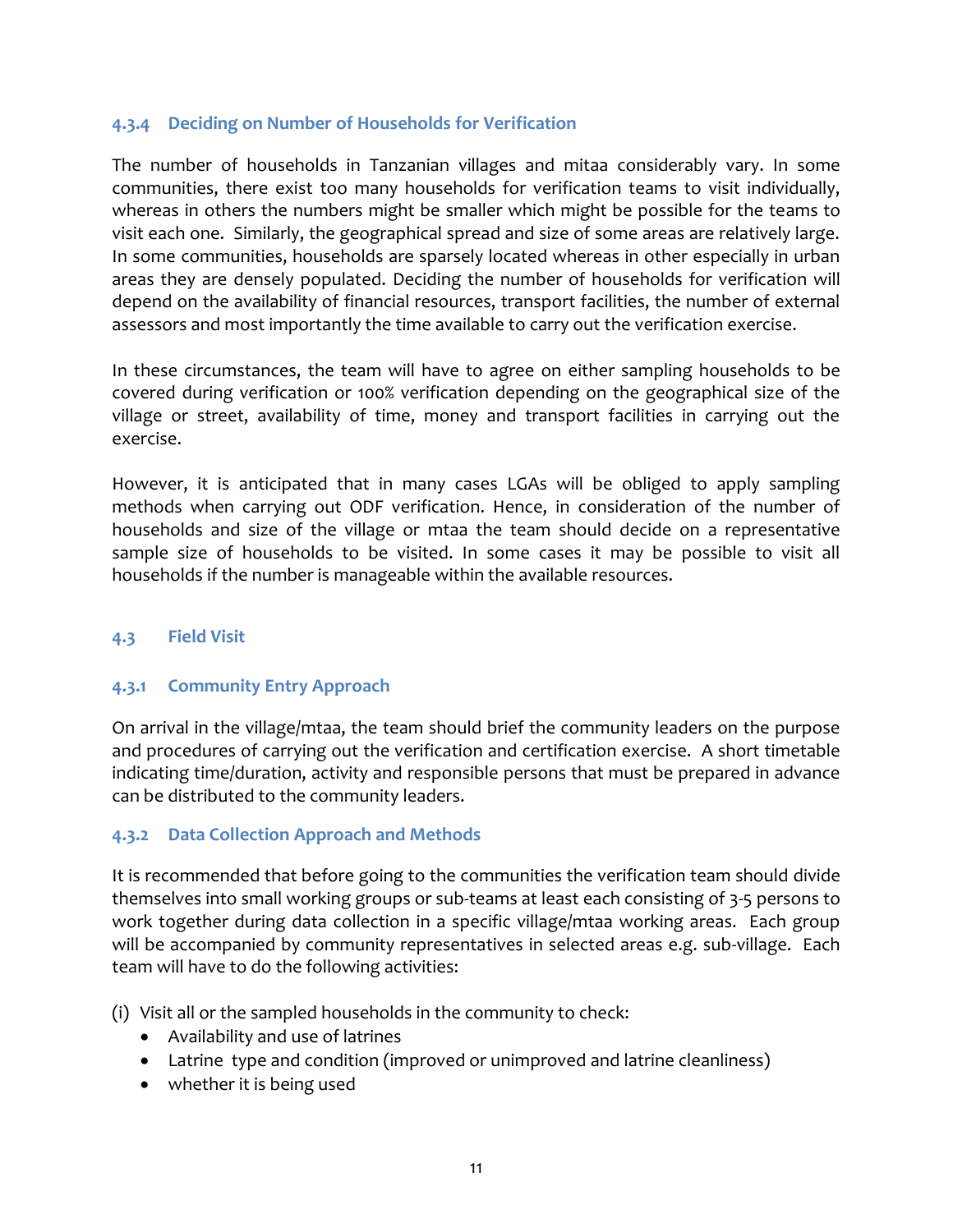### 4.3.4 Deciding on Number of Households for Verification

The number of households in Tanzanian villages and mitaa considerably vary. In some communities, there exist too many households for verification teams to visit individually, whereas in others the numbers might be smaller which might be possible for the teams to visit each one. Similarly, the geographical spread and size of some areas are relatively large. In some communities, households are sparsely located whereas in other especially in urban areas they are densely populated. Deciding the number of households for verification will depend on the availability of financial resources, transport facilities, the number of external assessors and most importantly the time available to carry out the verification exercise.

In these circumstances, the team will have to agree on either sampling households to be covered during verification or 100% verification depending on the geographical size of the village or street, availability of time, money and transport facilities in carrying out the exercise.

However, it is anticipated that in many cases LGAs will be obliged to apply sampling methods when carrying out ODF verification. Hence, in consideration of the number of households and size of the village or mtaa the team should decide on a representative sample size of households to be visited. In some cases it may be possible to visit all households if the number is manageable within the available resources.

## 4.3 Field Visit

### 4.3.1 Community Entry Approach

On arrival in the village/mtaa, the team should brief the community leaders on the purpose and procedures of carrying out the verification and certification exercise. A short timetable indicating time/duration, activity and responsible persons that must be prepared in advance can be distributed to the community leaders.

### 4.3.2 Data Collection Approach and Methods

It is recommended that before going to the communities the verification team should divide themselves into small working groups or sub-teams at least each consisting of 3-5 persons to work together during data collection in a specific village/mtaa working areas. Each group will be accompanied by community representatives in selected areas e.g. sub-village. Each team will have to do the following activities:

(i) Visit all or the sampled households in the community to check:
- Availability and use of latrines
- Latrine type and condition (improved or unimproved and latrine cleanliness)
- whether it is being used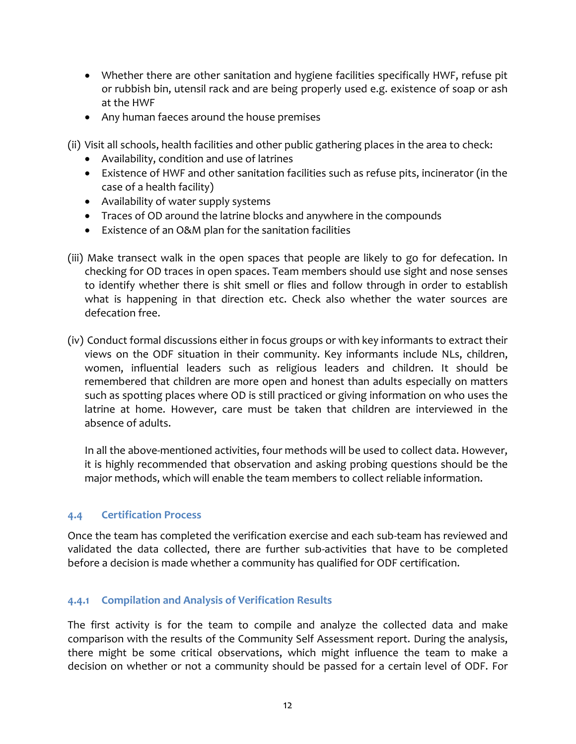- Whether there are other sanitation and hygiene facilities specifically HWF, refuse pit or rubbish bin, utensil rack and are being properly used e.g. existence of soap or ash at the HWF
- Any human faeces around the house premises

(ii) Visit all schools, health facilities and other public gathering places in the area to check:

- Availability, condition and use of latrines
- Existence of HWF and other sanitation facilities such as refuse pits, incinerator (in the case of a health facility)
- Availability of water supply systems
- Traces of OD around the latrine blocks and anywhere in the compounds
- Existence of an O&M plan for the sanitation facilities

(iii) Make transect walk in the open spaces that people are likely to go for defecation. In checking for OD traces in open spaces. Team members should use sight and nose senses to identify whether there is shit smell or flies and follow through in order to establish what is happening in that direction etc. Check also whether the water sources are defecation free.

(iv) Conduct formal discussions either in focus groups or with key informants to extract their views on the ODF situation in their community. Key informants include NLs, children, women, influential leaders such as religious leaders and children. It should be remembered that children are more open and honest than adults especially on matters such as spotting places where OD is still practiced or giving information on who uses the latrine at home. However, care must be taken that children are interviewed in the absence of adults.

In all the above-mentioned activities, four methods will be used to collect data. However, it is highly recommended that observation and asking probing questions should be the major methods, which will enable the team members to collect reliable information.

### 4.4 Certification Process

Once the team has completed the verification exercise and each sub-team has reviewed and validated the data collected, there are further sub-activities that have to be completed before a decision is made whether a community has qualified for ODF certification.

#### 4.4.1 Compilation and Analysis of Verification Results

The first activity is for the team to compile and analyze the collected data and make comparison with the results of the Community Self Assessment report. During the analysis, there might be some critical observations, which might influence the team to make a decision on whether or not a community should be passed for a certain level of ODF. For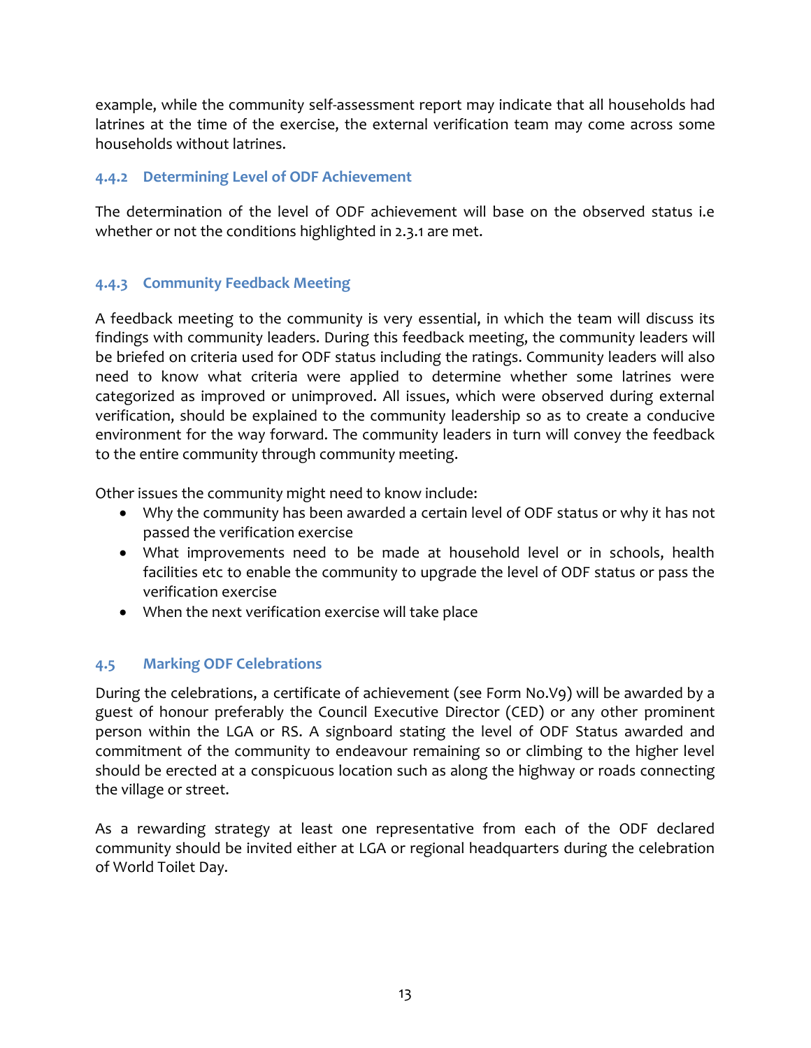example, while the community self-assessment report may indicate that all households had latrines at the time of the exercise, the external verification team may come across some households without latrines.

### 4.4.2 Determining Level of ODF Achievement

The determination of the level of ODF achievement will base on the observed status i.e whether or not the conditions highlighted in 2.3.1 are met.

### 4.4.3 Community Feedback Meeting

A feedback meeting to the community is very essential, in which the team will discuss its findings with community leaders. During this feedback meeting, the community leaders will be briefed on criteria used for ODF status including the ratings. Community leaders will also need to know what criteria were applied to determine whether some latrines were categorized as improved or unimproved. All issues, which were observed during external verification, should be explained to the community leadership so as to create a conducive environment for the way forward. The community leaders in turn will convey the feedback to the entire community through community meeting.

Other issues the community might need to know include:

- Why the community has been awarded a certain level of ODF status or why it has not passed the verification exercise
- What improvements need to be made at household level or in schools, health facilities etc to enable the community to upgrade the level of ODF status or pass the verification exercise
- When the next verification exercise will take place

## 4.5 Marking ODF Celebrations

During the celebrations, a certificate of achievement (see Form No.V9) will be awarded by a guest of honour preferably the Council Executive Director (CED) or any other prominent person within the LGA or RS. A signboard stating the level of ODF Status awarded and commitment of the community to endeavour remaining so or climbing to the higher level should be erected at a conspicuous location such as along the highway or roads connecting the village or street.

As a rewarding strategy at least one representative from each of the ODF declared community should be invited either at LGA or regional headquarters during the celebration of World Toilet Day.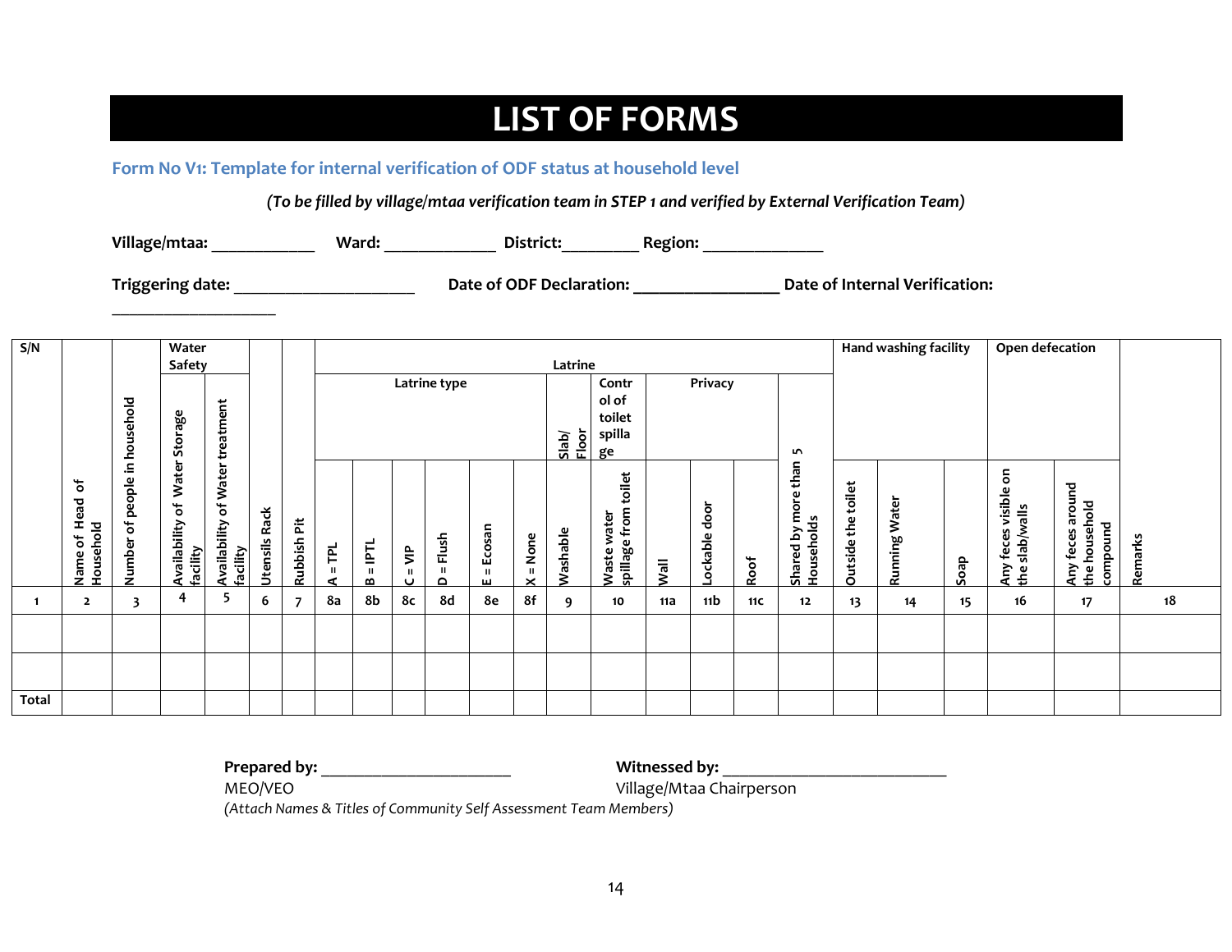# LIST OF FORMS

### Form No V1: Template for internal verification of ODF status at household level

*(To be filled by village/mtaa verification team in STEP 1 and verified by External Verification Team)*

**Village/mtaa:** ____________ **Ward:** _____________ **District:**_________ **Region:** ______________

**Triggering date:** _____________________ **Date of ODF Declaration:** _________________ **Date of Internal Verification:** ___________________

| S/N | | | Water Safety | | | | Latrine | | | | | | | | | | | | Hand washing facility | | | Open defecation | | |
|---|---|---|---|---|---|---|---|---|---|---|---|---|---|---|---|---|---|---|---|---|---|---|---|---|
| | | | | | | | Latrine type | | | | | | Slab/ Floor | Control of toilet spillage | Privacy | | | | | | | | | |
| | Name of Head of Household | Number of people in household | Availability of Water Storage facility | Availability of Water treatment facility | Utensils Rack | Rubbish Pit | A = TPL | B = IPTL | C = VIP | D = Flush | E = Ecosan | X = None | Washable | Waste water spillage from toilet | Wall | Lockable door | Roof | Shared by more than 5 Households | Outside the toilet | Running Water | Soap | Any feces visible on the slab/walls | Any feces around the household compound | Remarks |
| 1 | 2 | 3 | 4 | 5 | 6 | 7 | 8a | 8b | 8c | 8d | 8e | 8f | 9 | 10 | 11a | 11b | 11c | 12 | 13 | 14 | 15 | 16 | 17 | 18 |
| | | | | | | | | | | | | | | | | | | | | | | | | |
| | | | | | | | | | | | | | | | | | | | | | | | | |
| Total | | | | | | | | | | | | | | | | | | | | | | | | |

**Prepared by:** ______________________ **Witnessed by:** __________________________

MEO/VEO Village/Mtaa Chairperson

*(Attach Names & Titles of Community Self Assessment Team Members)*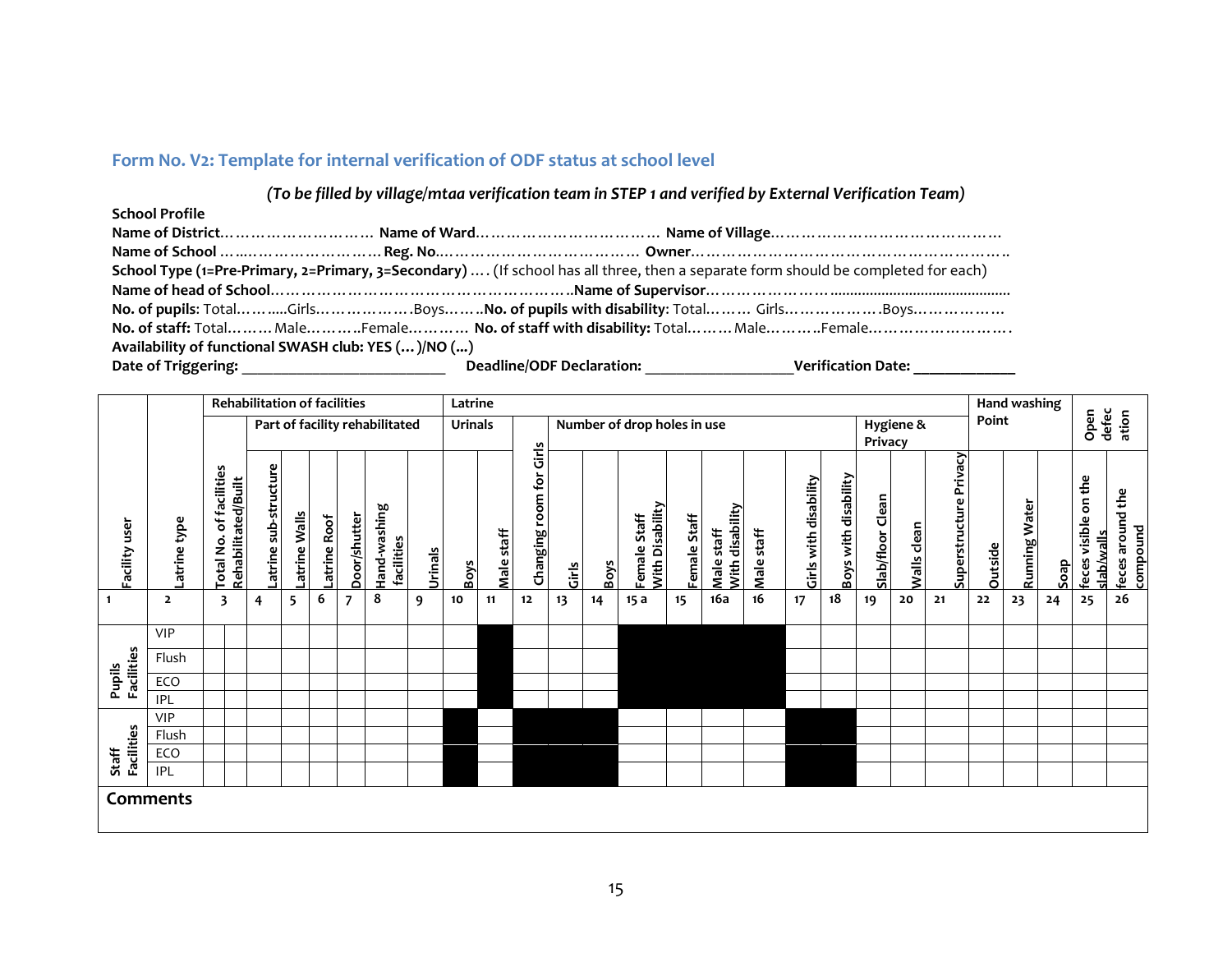## Form No. V2: Template for internal verification of ODF status at school level

*(To be filled by village/mtaa verification team in STEP 1 and verified by External Verification Team)*

**School Profile**

**Name of District**………………………… **Name of Ward**……………………………… **Name of Village**………………………………………

**Name of School** ……..……………………… **Reg. No.**………………………………… **Owner**…………………………………………………………..

**School Type (1=Pre-Primary, 2=Primary, 3=Secondary)** …. (If school has all three, then a separate form should be completed for each)

**Name of head of School**………………………………………………..**Name of Supervisor**……………………..........................................

**No. of pupils**: Total……….....Girls……………….Boys……..**No. of pupils with disability**: Total……… Girls……………….Boys………………

**No. of staff:** Total……… Male……….Female………… **No. of staff with disability:** Total……… Male……….Female……………………….

**Availability of functional SWASH club: YES (…)/NO (...)**

**Date of Triggering:** ___________________________ **Deadline/ODF Declaration:** ___________________ **Verification Date:** _____________

| Facility user | Latrine type | Rehabilitation of facilities | | | | | | | | Latrine | | | | | | | | | | | | | | | Hand washing Point | | | Open defecation | |
|---|---|---|---|---|---|---|---|---|---|---|---|---|---|---|---|---|---|---|---|---|---|---|---|---|---|---|---|---|---|
| | | | | Part of facility rehabilitated | | | | | | Urinals | | | Number of drop holes in use | | | | | | | | | Hygiene & Privacy | | | | | | | |
| | | Total No. of facilities Rehabilitated/Built | | Latrine sub-structure | Latrine Walls | Latrine Roof | Door/shutter | Hand-washing facilities | Urinals | Boys | Male staff | Changing room for Girls | Girls | Boys | Female Staff With Disability | Female Staff | Male staff With disability | Male staff | Girls with disability | Boys with disability | Slab/floor Clean | Walls clean | Superstructure Privacy | Outside | Running Water | Soap | feces visible on the slab/walls | feces around the compound | |
| 1 | 2 | 3 | | 4 | 5 | 6 | 7 | 8 | 9 | 10 | 11 | 12 | 13 | 14 | 15 a | 15 | 16a | 16 | 17 | 18 | 19 | 20 | 21 | 22 | 23 | 24 | 25 | 26 | |
| Pupils Facilities | VIP | | | | | | | | | | ■ | | | | ■ | ■ | ■ | ■ | | | | | | | | | | | |
| | Flush | | | | | | | | | | ■ | | | | ■ | ■ | ■ | ■ | | | | | | | | | | | |
| | ECO | | | | | | | | | | ■ | | | | ■ | ■ | ■ | ■ | | | | | | | | | | | |
| | IPL | | | | | | | | | | ■ | | | | ■ | ■ | ■ | ■ | | | | | | | | | | | |
| Staff Facilities | VIP | | | | | | | | | ■ | | ■ | ■ | ■ | | | | | ■ | ■ | | | | | | | | | |
| | Flush | | | | | | | | | ■ | | ■ | ■ | ■ | | | | | ■ | ■ | | | | | | | | | |
| | ECO | | | | | | | | | ■ | | ■ | ■ | ■ | | | | | ■ | ■ | | | | | | | | | |
| | IPL | | | | | | | | | ■ | | ■ | ■ | ■ | | | | | ■ | ■ | | | | | | | | | |

**Comments**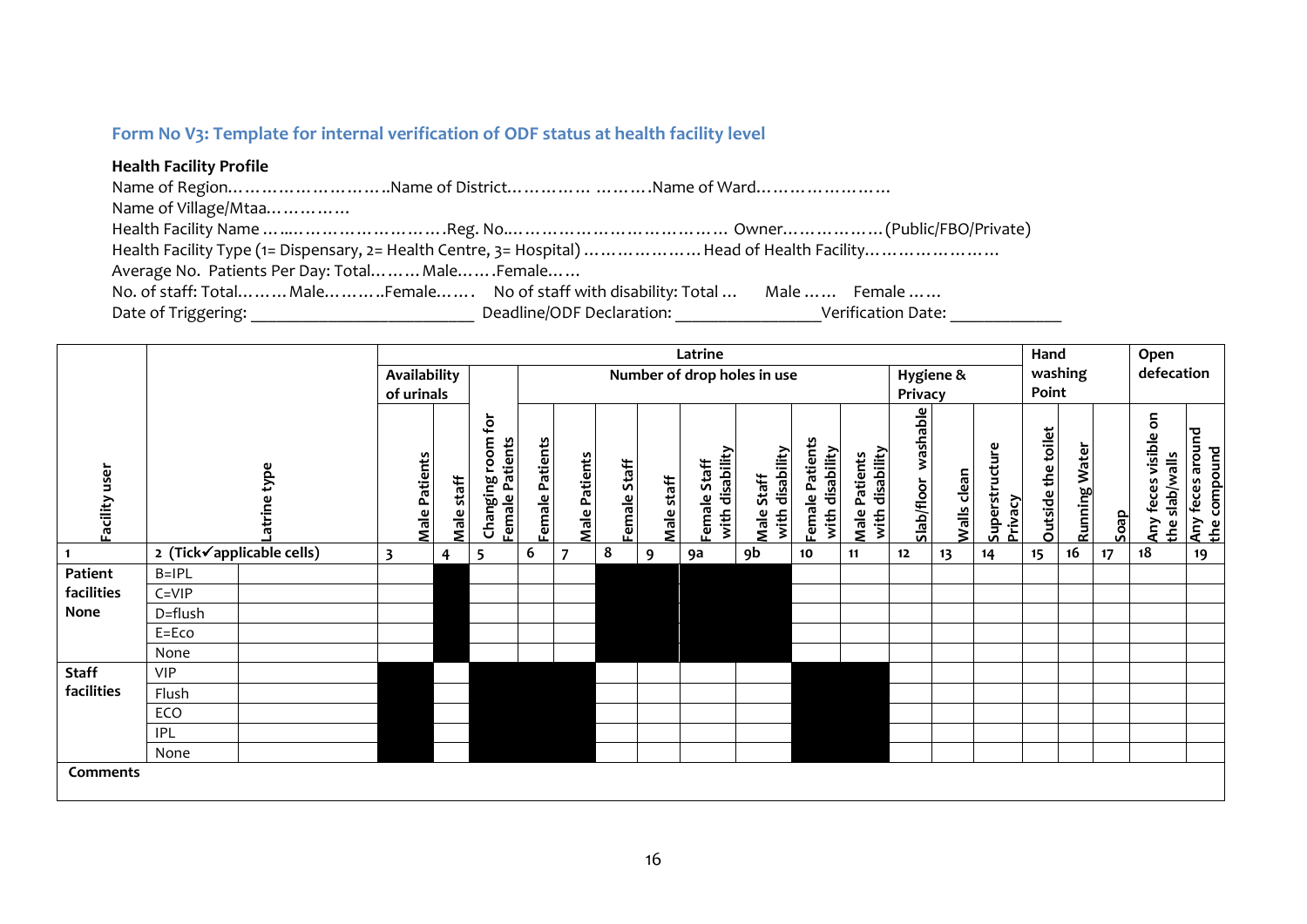## Form No V3: Template for internal verification of ODF status at health facility level

**Health Facility Profile**

Name of Region………………………..Name of District…………… ……….Name of Ward……………………

Name of Village/Mtaa……………

Health Facility Name ……..……………………….Reg. No..………………………………… Owner………………(Public/FBO/Private)

Health Facility Type (1= Dispensary, 2= Health Centre, 3= Hospital) ………………… Head of Health Facility……………………

Average No. Patients Per Day: Total……… Male…….Female……

No. of staff: Total……… Male……….Female……. No of staff with disability: Total … Male …… Female ……

Date of Triggering: _________________________ Deadline/ODF Declaration: ________________Verification Date: _____________

| Facility user | Latrine type | | Latrine: Availability of urinals | | Latrine | Latrine: Number of drop holes in use | | | | | | | | | | Latrine: Hygiene & Privacy | | | Hand washing Point | | | Open defecation | |
|---|---|---|---|---|---|---|---|---|---|---|---|---|---|---|---|---|---|---|---|---|---|---|---|
| | | | Male Patients | Male staff | Changing room for Female Patients | Female Patients | Male Patients | Female Staff | Male staff | Female Staff with disability | Male Staff with disability | Female Patients with disability | Male Patients with disability | Slab/floor washable | Walls clean | Superstructure Privacy | Outside the toilet | Running Water | Soap | Any feces visible on the slab/walls | Any feces around the compound |
| 1 | 2 (Tick✓applicable cells) | | 3 | 4 | 5 | 6 | 7 | 8 | 9 | 9a | 9b | 10 | 11 | 12 | 13 | 14 | 15 | 16 | 17 | 18 | 19 |
| Patient facilities None | B=IPL | | | | | | | | | | | | | | | | | | | | |
| | C=VIP | | | | | | | | | | | | | | | | | | | | |
| | D=flush | | | | | | | | | | | | | | | | | | | | |
| | E=Eco | | | | | | | | | | | | | | | | | | | | |
| | None | | | | | | | | | | | | | | | | | | | | |
| Staff facilities | VIP | | | | | | | | | | | | | | | | | | | | |
| | Flush | | | | | | | | | | | | | | | | | | | | |
| | ECO | | | | | | | | | | | | | | | | | | | | |
| | IPL | | | | | | | | | | | | | | | | | | | | |
| | None | | | | | | | | | | | | | | | | | | | | |

**Comments**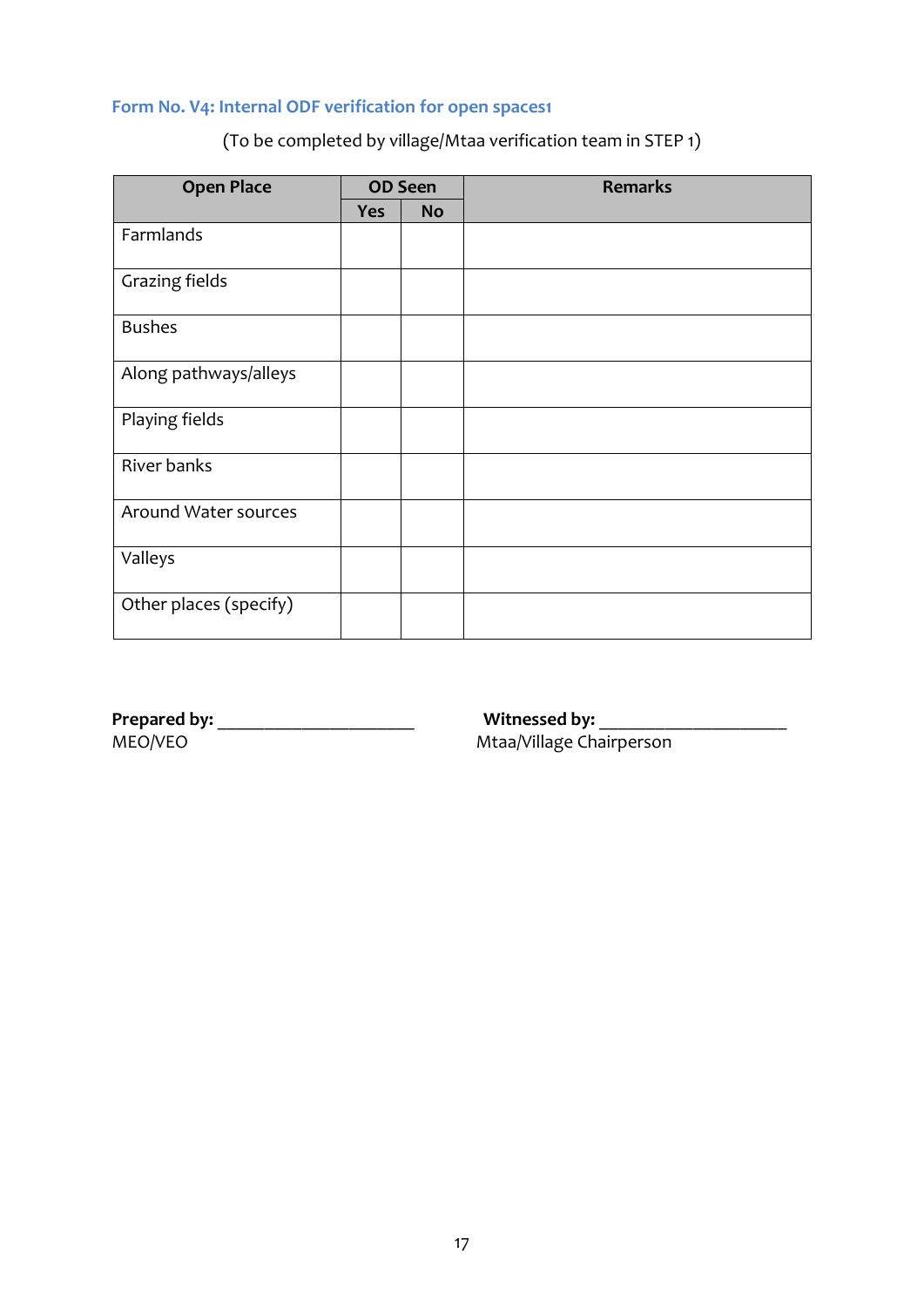### Form No. V4: Internal ODF verification for open spaces[1]

(To be completed by village/Mtaa verification team in STEP 1)

| Open Place | OD Seen | | Remarks |
|---|---|---|---|
| | Yes | No | |
| Farmlands | | | |
| Grazing fields | | | |
| Bushes | | | |
| Along pathways/alleys | | | |
| Playing fields | | | |
| River banks | | | |
| Around Water sources | | | |
| Valleys | | | |
| Other places (specify) | | | |

**Prepared by:** ______________________
MEO/VEO

**Witnessed by:** ____________________
Mtaa/Village Chairperson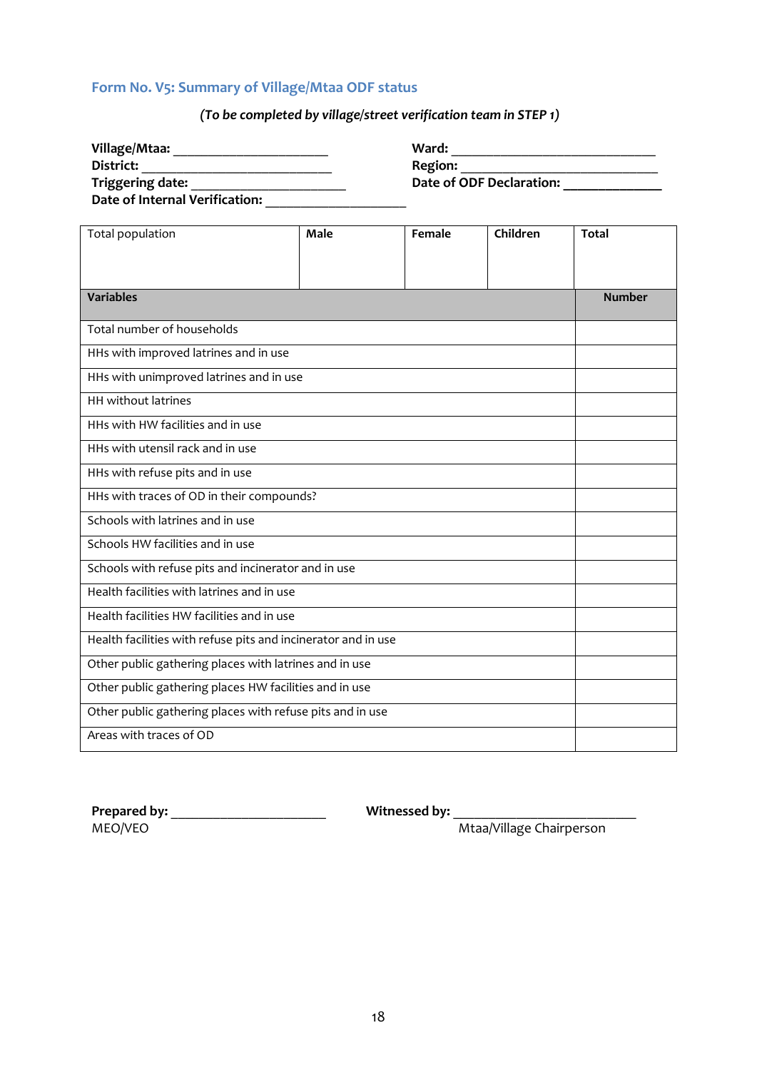### Form No. V5: Summary of Village/Mtaa ODF status

*(To be completed by village/street verification team in STEP 1)*

**Village/Mtaa:** ____________________ **Ward:** ___________________________

**District:** _________________________ **Region:** __________________________

**Triggering date:** ____________________ **Date of ODF Declaration:** _____________

**Date of Internal Verification:** __________________

| Total population | **Male** | **Female** | **Children** | **Total** |
|---|---|---|---|---|
| | | | | |

| **Variables** | **Number** |
|---|---|
| Total number of households | |
| HHs with improved latrines and in use | |
| HHs with unimproved latrines and in use | |
| HH without latrines | |
| HHs with HW facilities and in use | |
| HHs with utensil rack and in use | |
| HHs with refuse pits and in use | |
| HHs with traces of OD in their compounds? | |
| Schools with latrines and in use | |
| Schools HW facilities and in use | |
| Schools with refuse pits and incinerator and in use | |
| Health facilities with latrines and in use | |
| Health facilities HW facilities and in use | |
| Health facilities with refuse pits and incinerator and in use | |
| Other public gathering places with latrines and in use | |
| Other public gathering places HW facilities and in use | |
| Other public gathering places with refuse pits and in use | |
| Areas with traces of OD | |

**Prepared by:** _____________________
MEO/VEO

**Witnessed by:** _________________________
Mtaa/Village Chairperson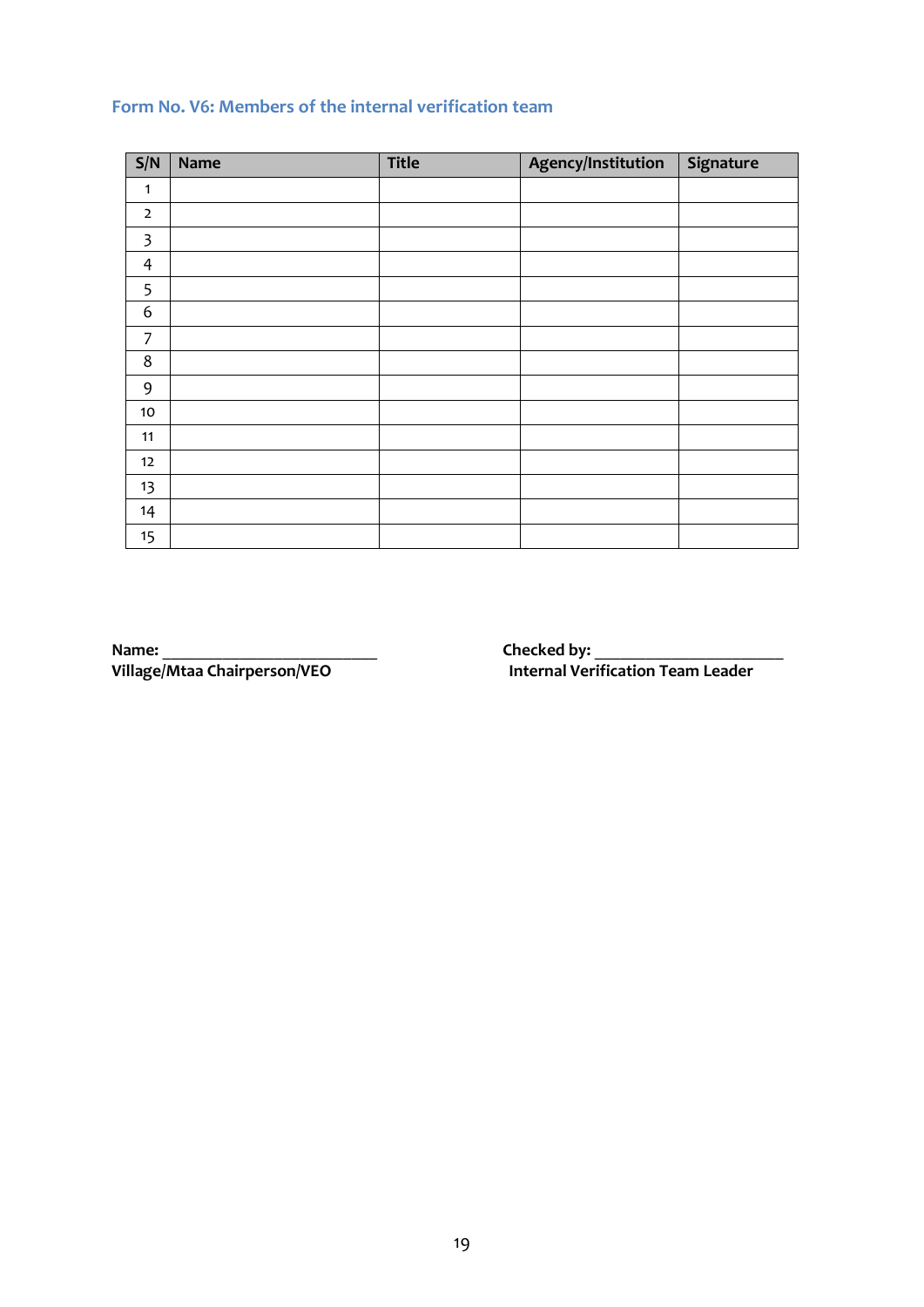### Form No. V6: Members of the internal verification team

| S/N | Name | Title | Agency/Institution | Signature |
|---|---|---|---|---|
| 1 | | | | |
| 2 | | | | |
| 3 | | | | |
| 4 | | | | |
| 5 | | | | |
| 6 | | | | |
| 7 | | | | |
| 8 | | | | |
| 9 | | | | |
| 10 | | | | |
| 11 | | | | |
| 12 | | | | |
| 13 | | | | |
| 14 | | | | |
| 15 | | | | |

**Name:** ___________________________
**Village/Mtaa Chairperson/VEO**

**Checked by:** ________________________
**Internal Verification Team Leader**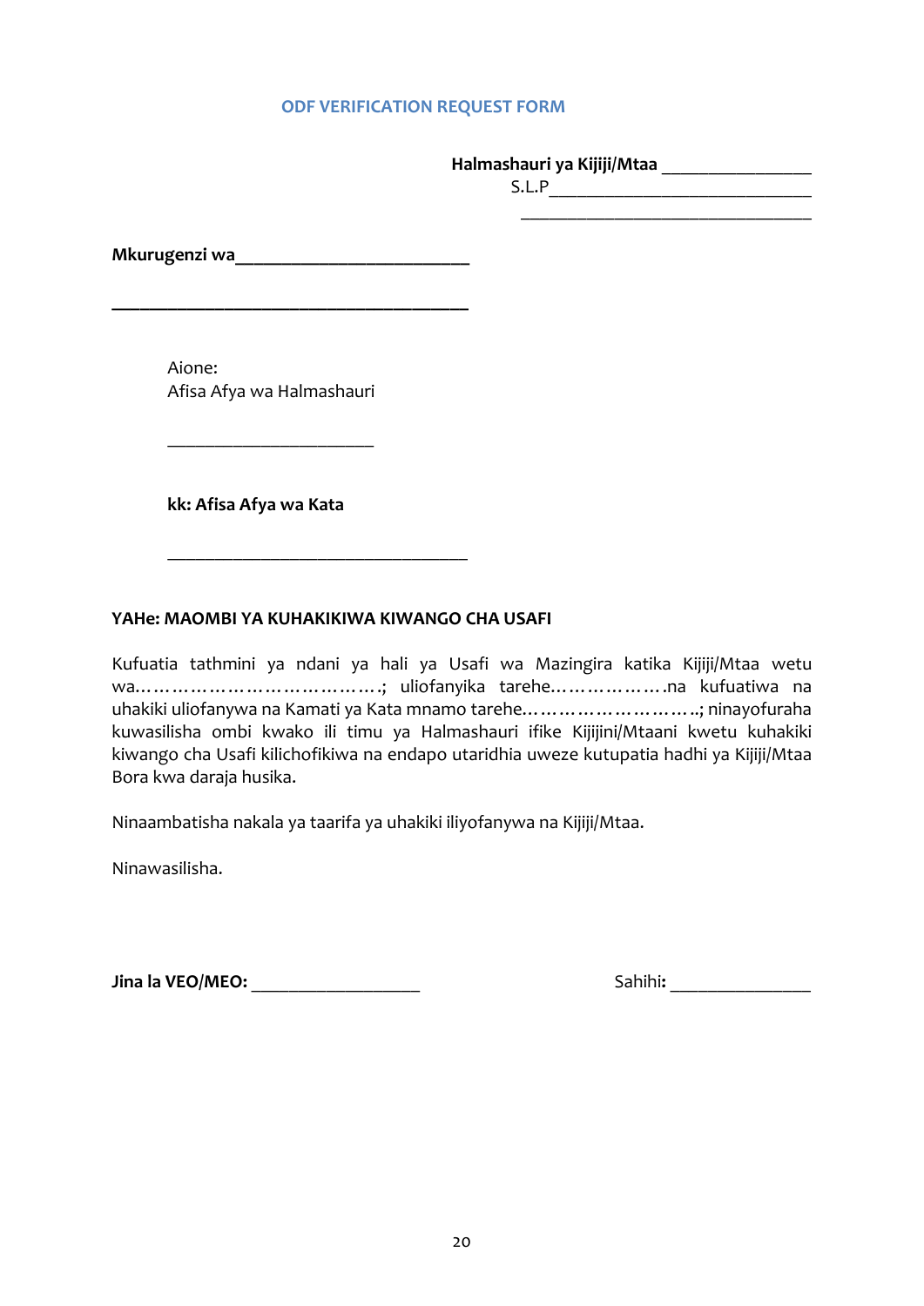## ODF VERIFICATION REQUEST FORM

**Halmashauri ya Kijiji/Mtaa** _______________

S.L.P___________________________

_______________________________

**Mkurugenzi wa**_______________________

_____________________________________

Aione:
Afisa Afya wa Halmashauri

_____________________

**kk: Afisa Afya wa Kata**

______________________________

**YAHe: MAOMBI YA KUHAKIKIWA KIWANGO CHA USAFI**

Kufuatia tathmini ya ndani ya hali ya Usafi wa Mazingira katika Kijiji/Mtaa wetu wa………………………………….; uliofanyika tarehe……………….na kufuatiwa na uhakiki uliofanywa na Kamati ya Kata mnamo tarehe……………………..; ninayofuraha kuwasilisha ombi kwako ili timu ya Halmashauri ifike Kijijini/Mtaani kwetu kuhakiki kiwango cha Usafi kilichofikiwa na endapo utaridhia uweze kutupatia hadhi ya Kijiji/Mtaa Bora kwa daraja husika.

Ninaambatisha nakala ya taarifa ya uhakiki iliyofanywa na Kijiji/Mtaa.

Ninawasilisha.

**Jina la VEO/MEO:** _________________  Sahihi**:** ______________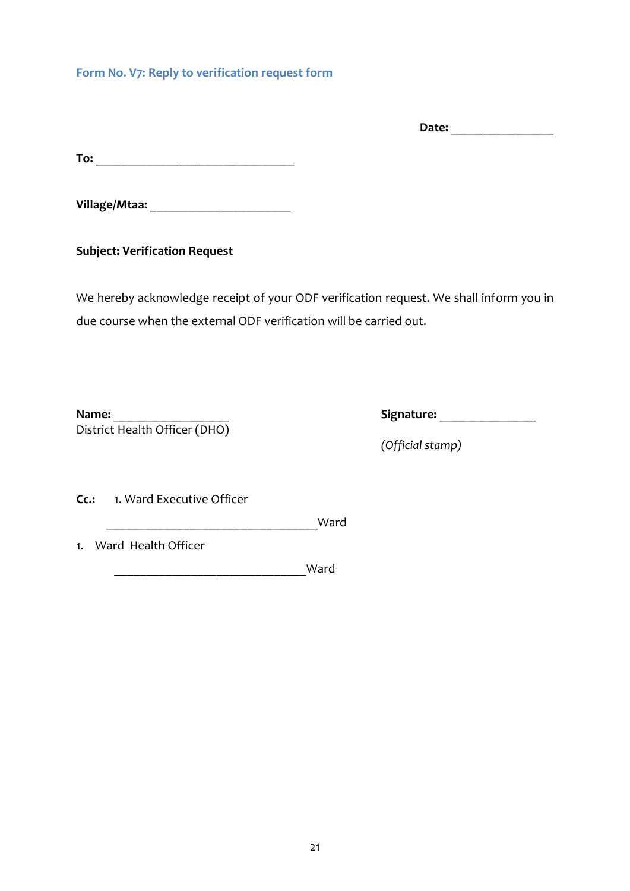### Form No. V7: Reply to verification request form

**Date:** ________________

**To:** ________________________________

**Village/Mtaa:** ______________________

**Subject: Verification Request**

We hereby acknowledge receipt of your ODF verification request. We shall inform you in due course when the external ODF verification will be carried out.

**Name:** __________________
District Health Officer (DHO)

**Signature:** _______________

*(Official stamp)*

**Cc.:** 1. Ward Executive Officer

__________________________________Ward

1. Ward Health Officer

_______________________________Ward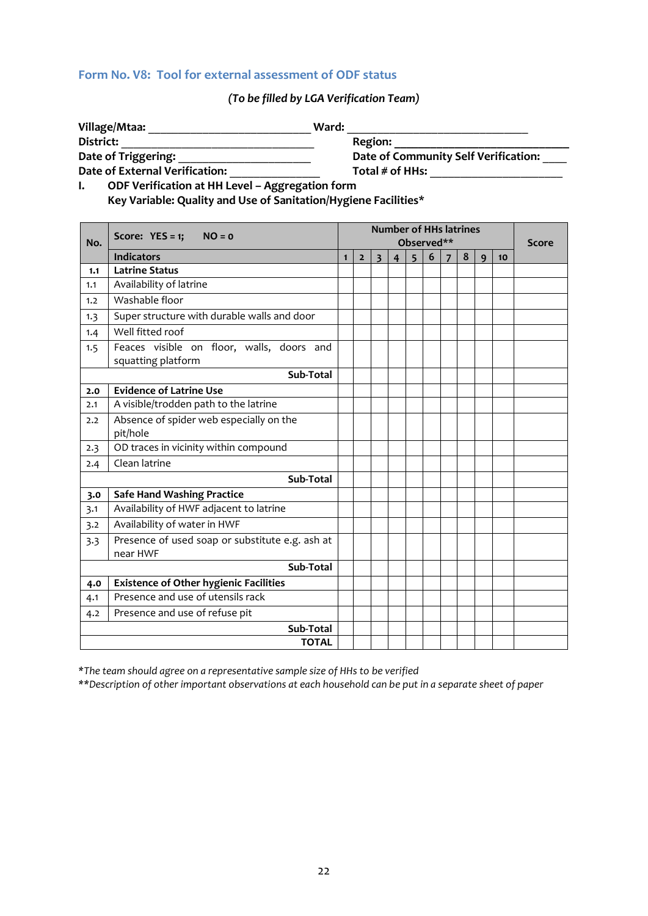## Form No. V8: Tool for external assessment of ODF status

*(To be filled by LGA Verification Team)*

**Village/Mtaa:** ___________________________ **Ward:** ______________________________

**District:** ________________________________ **Region:** ______________________________

**Date of Triggering:** ______________________ **Date of Community Self Verification:** ____

**Date of External Verification:** _____________ **Total # of HHs:** ______________________

**I. ODF Verification at HH Level – Aggregation form**

**Key Variable: Quality and Use of Sanitation/Hygiene Facilities***

| No. | Score: YES = 1; NO = 0 | Number of HHs latrines Observed** | | | | | | | | | | Score |
|---|---|---|---|---|---|---|---|---|---|---|---|---|
| | **Indicators** | 1 | 2 | 3 | 4 | 5 | 6 | 7 | 8 | 9 | 10 | |
| **1.1** | **Latrine Status** | | | | | | | | | | | |
| 1.1 | Availability of latrine | | | | | | | | | | | |
| 1.2 | Washable floor | | | | | | | | | | | |
| 1.3 | Super structure with durable walls and door | | | | | | | | | | | |
| 1.4 | Well fitted roof | | | | | | | | | | | |
| 1.5 | Feaces visible on floor, walls, doors and squatting platform | | | | | | | | | | | |
| | **Sub-Total** | | | | | | | | | | | |
| **2.0** | **Evidence of Latrine Use** | | | | | | | | | | | |
| 2.1 | A visible/trodden path to the latrine | | | | | | | | | | | |
| 2.2 | Absence of spider web especially on the pit/hole | | | | | | | | | | | |
| 2.3 | OD traces in vicinity within compound | | | | | | | | | | | |
| 2.4 | Clean latrine | | | | | | | | | | | |
| | **Sub-Total** | | | | | | | | | | | |
| **3.0** | **Safe Hand Washing Practice** | | | | | | | | | | | |
| 3.1 | Availability of HWF adjacent to latrine | | | | | | | | | | | |
| 3.2 | Availability of water in HWF | | | | | | | | | | | |
| 3.3 | Presence of used soap or substitute e.g. ash at near HWF | | | | | | | | | | | |
| | **Sub-Total** | | | | | | | | | | | |
| **4.0** | **Existence of Other hygienic Facilities** | | | | | | | | | | | |
| 4.1 | Presence and use of utensils rack | | | | | | | | | | | |
| 4.2 | Presence and use of refuse pit | | | | | | | | | | | |
| | **Sub-Total** | | | | | | | | | | | |
| | **TOTAL** | | | | | | | | | | | |

*\*The team should agree on a representative sample size of HHs to be verified*

*\*\*Description of other important observations at each household can be put in a separate sheet of paper*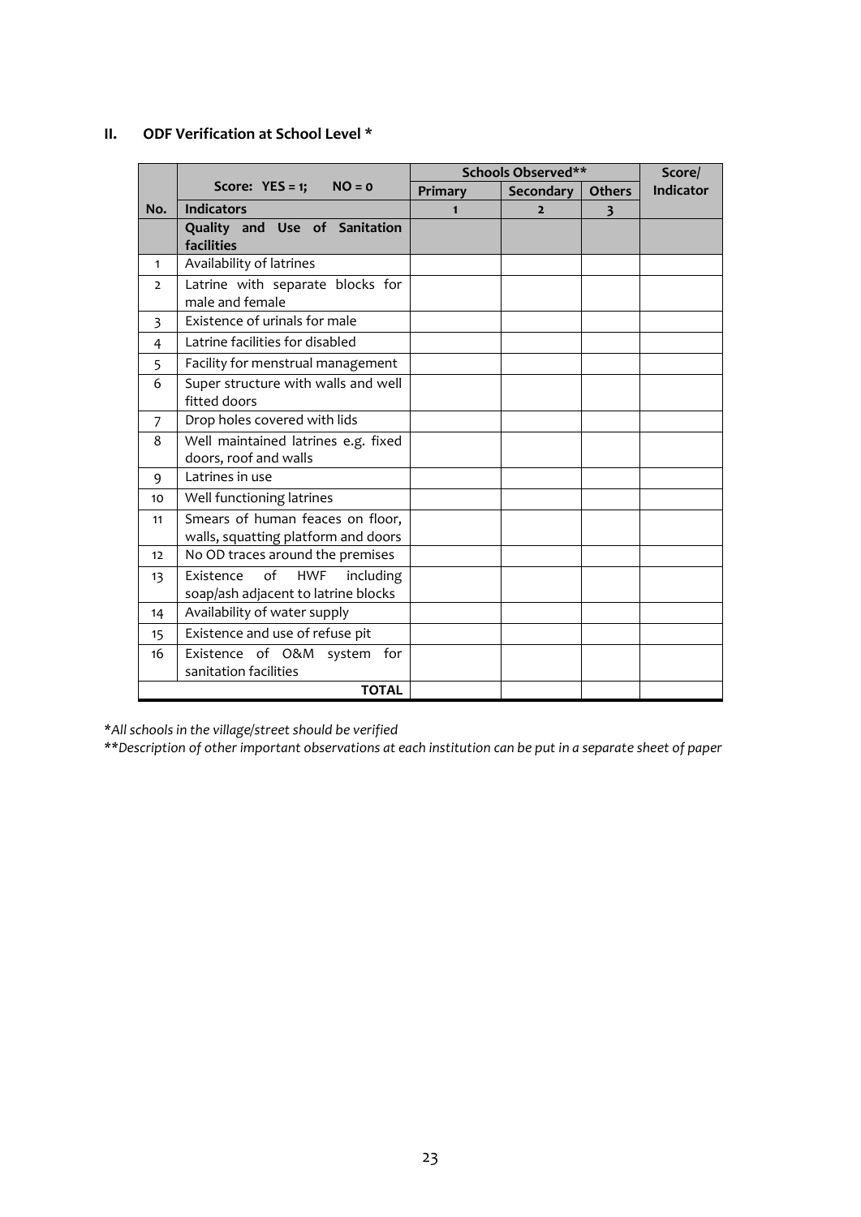## II. ODF Verification at School Level *

| No. | Score: YES = 1; NO = 0 | Schools Observed** | | | Score/ Indicator |
|---|---|---|---|---|---|
| | | Primary | Secondary | Others | |
| No. | **Indicators** | 1 | 2 | 3 | |
| | **Quality and Use of Sanitation facilities** | | | | |
| 1 | Availability of latrines | | | | |
| 2 | Latrine with separate blocks for male and female | | | | |
| 3 | Existence of urinals for male | | | | |
| 4 | Latrine facilities for disabled | | | | |
| 5 | Facility for menstrual management | | | | |
| 6 | Super structure with walls and well fitted doors | | | | |
| 7 | Drop holes covered with lids | | | | |
| 8 | Well maintained latrines e.g. fixed doors, roof and walls | | | | |
| 9 | Latrines in use | | | | |
| 10 | Well functioning latrines | | | | |
| 11 | Smears of human feaces on floor, walls, squatting platform and doors | | | | |
| 12 | No OD traces around the premises | | | | |
| 13 | Existence of HWF including soap/ash adjacent to latrine blocks | | | | |
| 14 | Availability of water supply | | | | |
| 15 | Existence and use of refuse pit | | | | |
| 16 | Existence of O&M system for sanitation facilities | | | | |
| | **TOTAL** | | | | |

*\*All schools in the village/street should be verified*

*\*\*Description of other important observations at each institution can be put in a separate sheet of paper*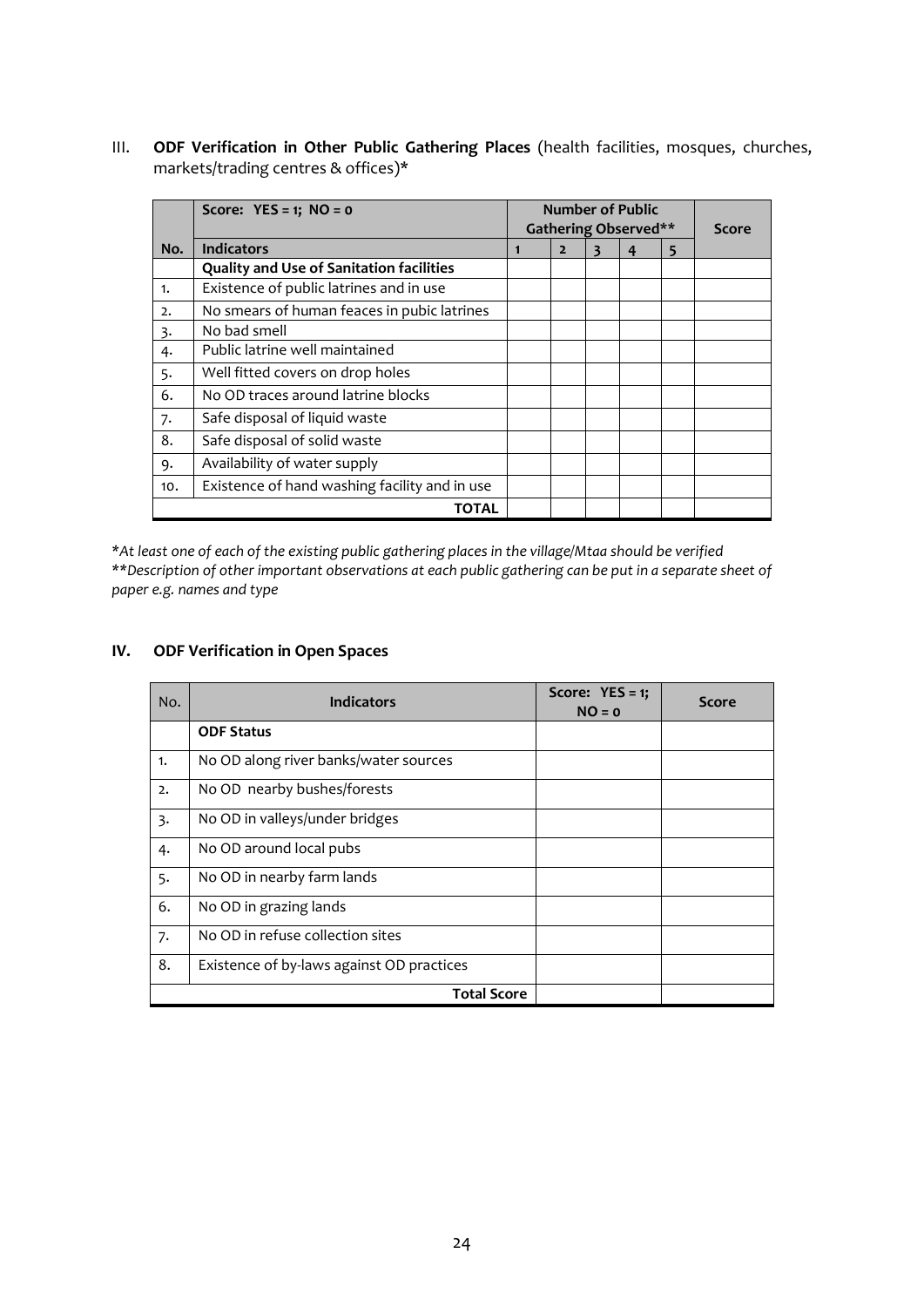III. **ODF Verification in Other Public Gathering Places** (health facilities, mosques, churches, markets/trading centres & offices)*

| | **Score: YES = 1; NO = 0** | **Number of Public Gathering Observed**** | | | | | **Score** |
|---|---|---|---|---|---|---|---|
| **No.** | **Indicators** | **1** | **2** | **3** | **4** | **5** | |
| | **Quality and Use of Sanitation facilities** | | | | | | |
| 1. | Existence of public latrines and in use | | | | | | |
| 2. | No smears of human feaces in pubic latrines | | | | | | |
| 3. | No bad smell | | | | | | |
| 4. | Public latrine well maintained | | | | | | |
| 5. | Well fitted covers on drop holes | | | | | | |
| 6. | No OD traces around latrine blocks | | | | | | |
| 7. | Safe disposal of liquid waste | | | | | | |
| 8. | Safe disposal of solid waste | | | | | | |
| 9. | Availability of water supply | | | | | | |
| 10. | Existence of hand washing facility and in use | | | | | | |
| | **TOTAL** | | | | | | |

**At least one of each of the existing public gathering places in the village/Mtaa should be verified*
***Description of other important observations at each public gathering can be put in a separate sheet of paper e.g. names and type*

## IV. ODF Verification in Open Spaces

| No. | **Indicators** | **Score: YES = 1; NO = 0** | **Score** |
|---|---|---|---|
| | **ODF Status** | | |
| 1. | No OD along river banks/water sources | | |
| 2. | No OD nearby bushes/forests | | |
| 3. | No OD in valleys/under bridges | | |
| 4. | No OD around local pubs | | |
| 5. | No OD in nearby farm lands | | |
| 6. | No OD in grazing lands | | |
| 7. | No OD in refuse collection sites | | |
| 8. | Existence of by-laws against OD practices | | |
| | **Total Score** | | |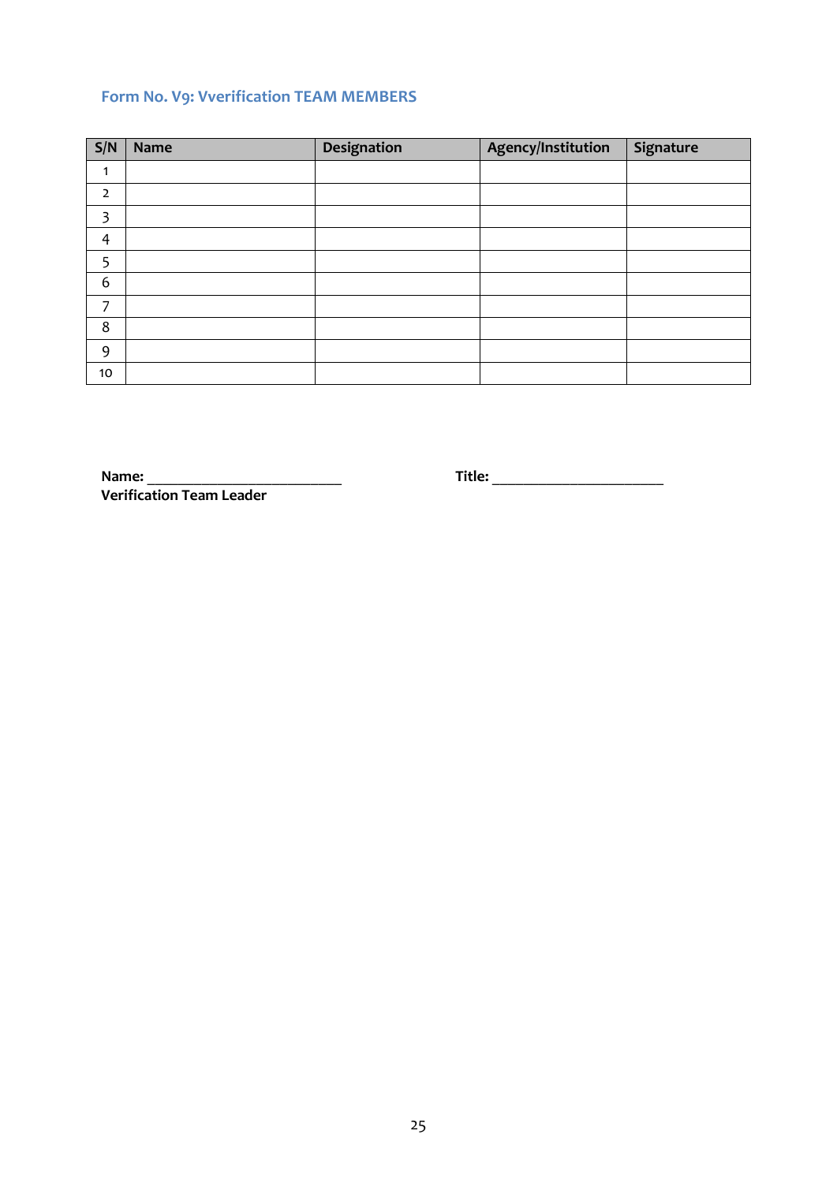### Form No. V9: Vverification TEAM MEMBERS

| S/N | Name | Designation | Agency/Institution | Signature |
|---|---|---|---|---|
| 1 | | | | |
| 2 | | | | |
| 3 | | | | |
| 4 | | | | |
| 5 | | | | |
| 6 | | | | |
| 7 | | | | |
| 8 | | | | |
| 9 | | | | |
| 10 | | | | |

**Name:** _________________________ **Title:** ______________________

**Verification Team Leader**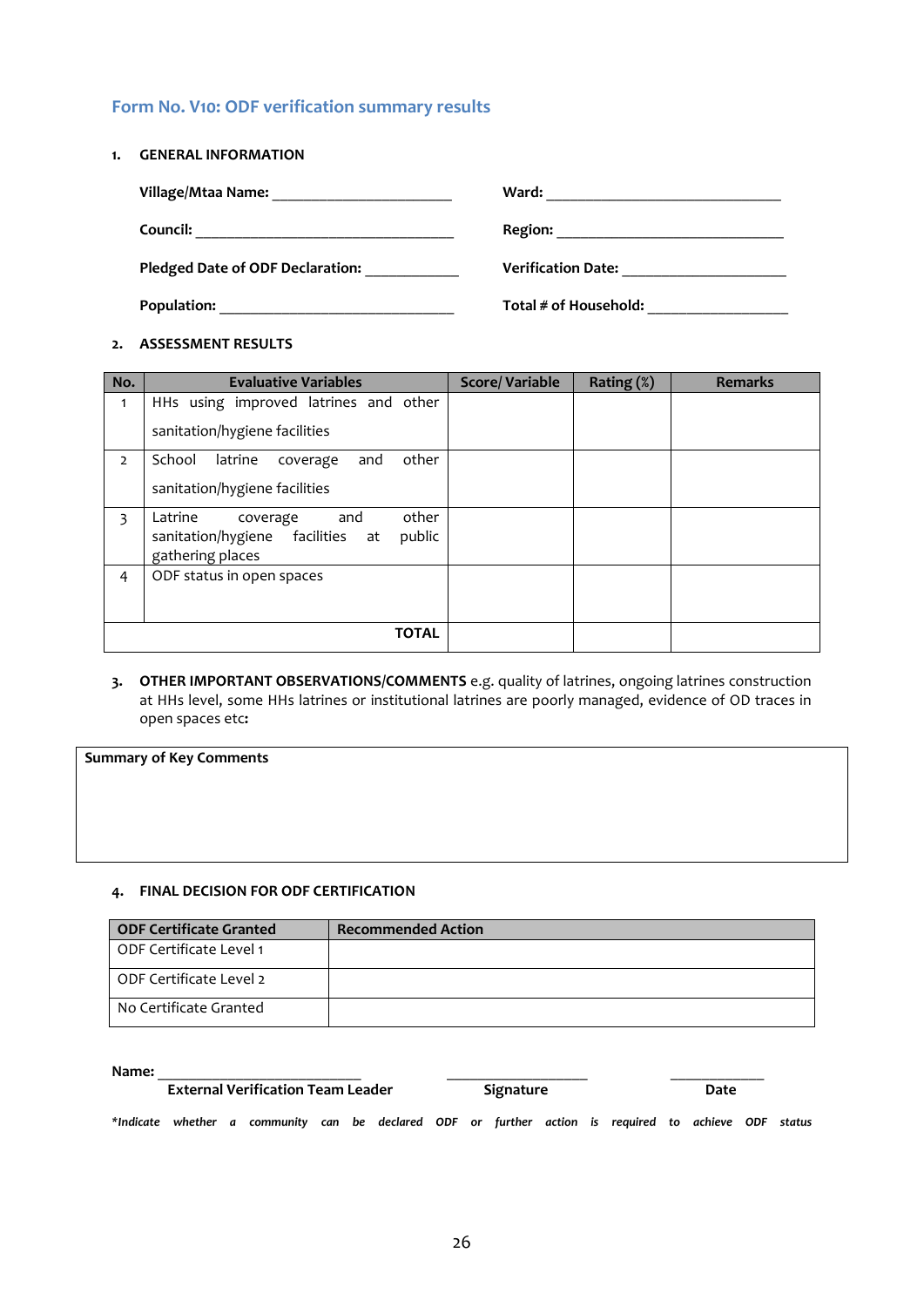### Form No. V10: ODF verification summary results

**1. GENERAL INFORMATION**

**Village/Mtaa Name:** ______________________ **Ward:** ______________________________

**Council:** ________________________________ **Region:** ____________________________

**Pledged Date of ODF Declaration:** ___________ **Verification Date:** ____________________

**Population:** _____________________________ **Total # of Household:** _________________

**2. ASSESSMENT RESULTS**

| No. | Evaluative Variables | Score/ Variable | Rating (%) | Remarks |
|---|---|---|---|---|
| 1 | HHs using improved latrines and other sanitation/hygiene facilities | | | |
| 2 | School latrine coverage and other sanitation/hygiene facilities | | | |
| 3 | Latrine coverage and other sanitation/hygiene facilities at public gathering places | | | |
| 4 | ODF status in open spaces | | | |
| | **TOTAL** | | | |

**3. OTHER IMPORTANT OBSERVATIONS/COMMENTS** e.g. quality of latrines, ongoing latrines construction at HHs level, some HHs latrines or institutional latrines are poorly managed, evidence of OD traces in open spaces etc**:**

| **Summary of Key Comments** |
|---|
| |

**4. FINAL DECISION FOR ODF CERTIFICATION**

| ODF Certificate Granted | Recommended Action |
|---|---|
| ODF Certificate Level 1 | |
| ODF Certificate Level 2 | |
| No Certificate Granted | |

**Name:** __________________________ ___________________ _____________

**External Verification Team Leader** **Signature** **Date**

*\*Indicate whether a community can be declared ODF or further action is required to achieve ODF status*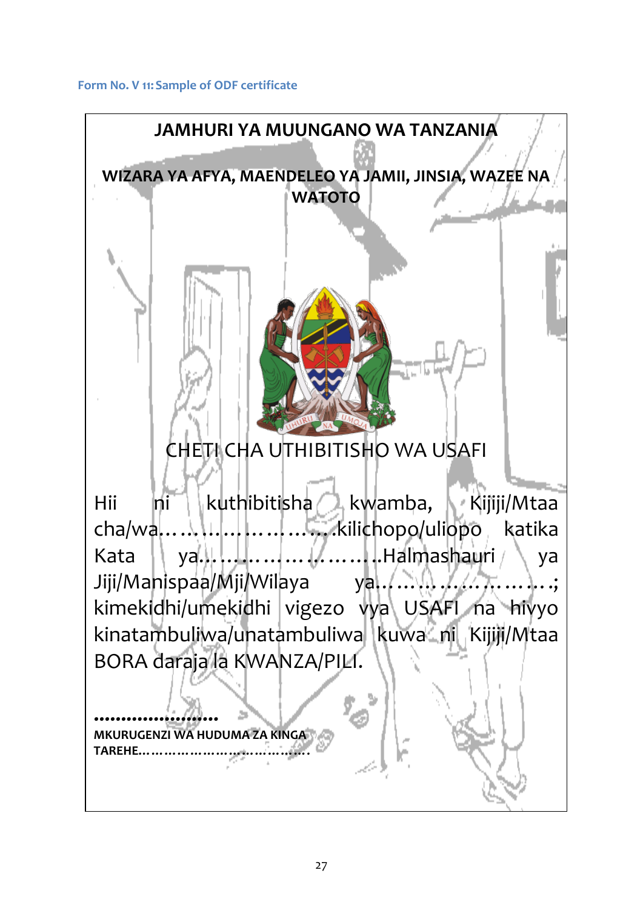Form No. V 11: Sample of ODF certificate

**JAMHURI YA MUUNGANO WA TANZANIA**

**WIZARA YA AFYA, MAENDELEO YA JAMII, JINSIA, WAZEE NA WATOTO**

CHETI CHA UTHIBITISHO WA USAFI

Hii ni kuthibitisha kwamba, Kijiji/Mtaa cha/wa……………………….kilichopo/uliopo katika Kata ya……………………..Halmashauri ya Jiji/Manispaa/Mji/Wilaya ya…………………….; kimekidhi/umekidhi vigezo vya USAFI na hivyo kinatambuliwa/unatambuliwa kuwa ni Kijiji/Mtaa BORA daraja la KWANZA/PILI.

**……………………**

**MKURUGENZI WA HUDUMA ZA KINGA**

**TAREHE………………………………….**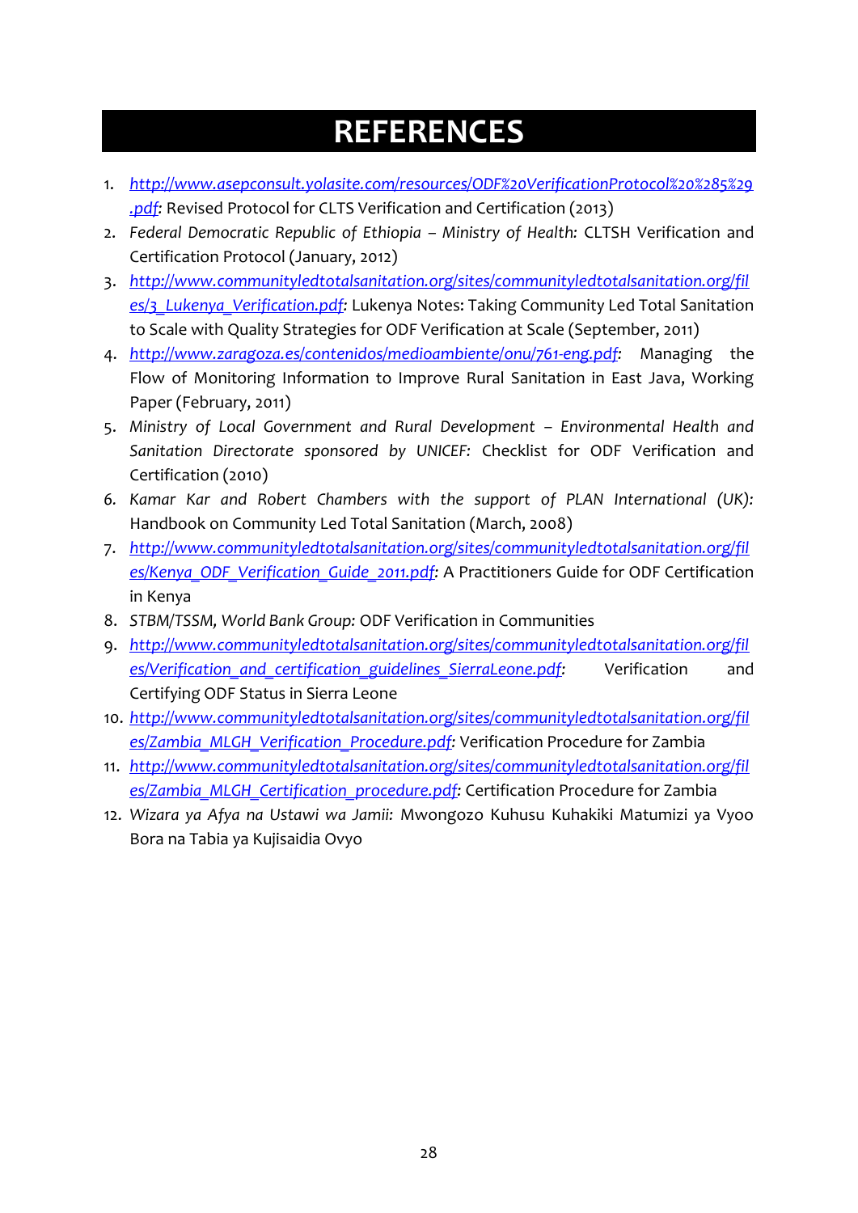# REFERENCES

1. *http://www.asepconsult.yolasite.com/resources/ODF%20VerificationProtocol%20%285%29.pdf:* Revised Protocol for CLTS Verification and Certification (2013)
2. *Federal Democratic Republic of Ethiopia – Ministry of Health:* CLTSH Verification and Certification Protocol (January, 2012)
3. *http://www.communityledtotalsanitation.org/sites/communityledtotalsanitation.org/files/3_Lukenya_Verification.pdf:* Lukenya Notes: Taking Community Led Total Sanitation to Scale with Quality Strategies for ODF Verification at Scale (September, 2011)
4. *http://www.zaragoza.es/contenidos/medioambiente/onu/761-eng.pdf:* Managing the Flow of Monitoring Information to Improve Rural Sanitation in East Java, Working Paper (February, 2011)
5. *Ministry of Local Government and Rural Development – Environmental Health and Sanitation Directorate sponsored by UNICEF:* Checklist for ODF Verification and Certification (2010)
6. *Kamar Kar and Robert Chambers with the support of PLAN International (UK):* Handbook on Community Led Total Sanitation (March, 2008)
7. *http://www.communityledtotalsanitation.org/sites/communityledtotalsanitation.org/files/Kenya_ODF_Verification_Guide_2011.pdf:* A Practitioners Guide for ODF Certification in Kenya
8. *STBM/TSSM, World Bank Group:* ODF Verification in Communities
9. *http://www.communityledtotalsanitation.org/sites/communityledtotalsanitation.org/files/Verification_and_certification_guidelines_SierraLeone.pdf:* Verification and Certifying ODF Status in Sierra Leone
10. *http://www.communityledtotalsanitation.org/sites/communityledtotalsanitation.org/files/Zambia_MLGH_Verification_Procedure.pdf:* Verification Procedure for Zambia
11. *http://www.communityledtotalsanitation.org/sites/communityledtotalsanitation.org/files/Zambia_MLGH_Certification_procedure.pdf:* Certification Procedure for Zambia
12. *Wizara ya Afya na Ustawi wa Jamii:* Mwongozo Kuhusu Kuhakiki Matumizi ya Vyoo Bora na Tabia ya Kujisaidia Ovyo